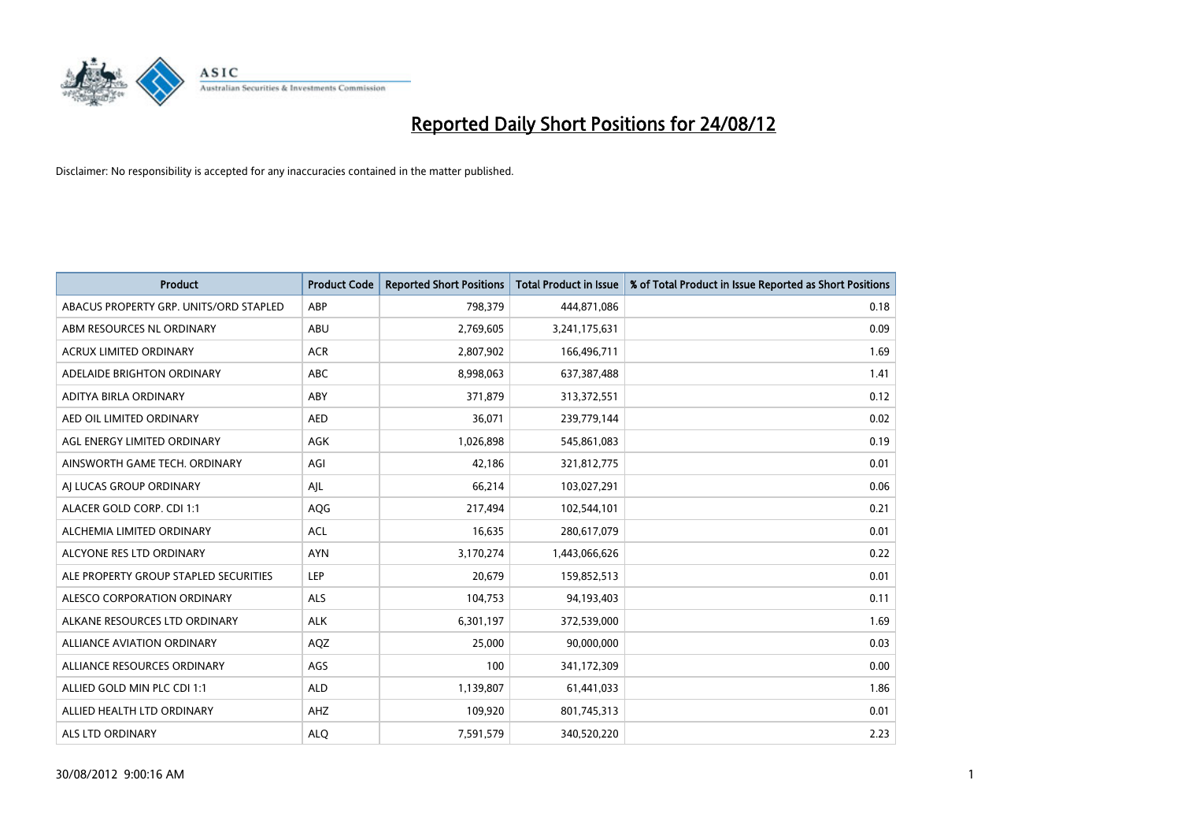# Reported Daily Short Positions for 24/08/12

Disclaimer: No responsibility is accepted for any inaccuracies contained in the matter published.

| Product | Product Code | Reported Short Positions | Total Product in Issue | % of Total Product in Issue Reported as Short Positions |
|---|---|---|---|---|
| ABACUS PROPERTY GRP. UNITS/ORD STAPLED | ABP | 798,379 | 444,871,086 | 0.18 |
| ABM RESOURCES NL ORDINARY | ABU | 2,769,605 | 3,241,175,631 | 0.09 |
| ACRUX LIMITED ORDINARY | ACR | 2,807,902 | 166,496,711 | 1.69 |
| ADELAIDE BRIGHTON ORDINARY | ABC | 8,998,063 | 637,387,488 | 1.41 |
| ADITYA BIRLA ORDINARY | ABY | 371,879 | 313,372,551 | 0.12 |
| AED OIL LIMITED ORDINARY | AED | 36,071 | 239,779,144 | 0.02 |
| AGL ENERGY LIMITED ORDINARY | AGK | 1,026,898 | 545,861,083 | 0.19 |
| AINSWORTH GAME TECH. ORDINARY | AGI | 42,186 | 321,812,775 | 0.01 |
| AJ LUCAS GROUP ORDINARY | AJL | 66,214 | 103,027,291 | 0.06 |
| ALACER GOLD CORP. CDI 1:1 | AQG | 217,494 | 102,544,101 | 0.21 |
| ALCHEMIA LIMITED ORDINARY | ACL | 16,635 | 280,617,079 | 0.01 |
| ALCYONE RES LTD ORDINARY | AYN | 3,170,274 | 1,443,066,626 | 0.22 |
| ALE PROPERTY GROUP STAPLED SECURITIES | LEP | 20,679 | 159,852,513 | 0.01 |
| ALESCO CORPORATION ORDINARY | ALS | 104,753 | 94,193,403 | 0.11 |
| ALKANE RESOURCES LTD ORDINARY | ALK | 6,301,197 | 372,539,000 | 1.69 |
| ALLIANCE AVIATION ORDINARY | AQZ | 25,000 | 90,000,000 | 0.03 |
| ALLIANCE RESOURCES ORDINARY | AGS | 100 | 341,172,309 | 0.00 |
| ALLIED GOLD MIN PLC CDI 1:1 | ALD | 1,139,807 | 61,441,033 | 1.86 |
| ALLIED HEALTH LTD ORDINARY | AHZ | 109,920 | 801,745,313 | 0.01 |
| ALS LTD ORDINARY | ALQ | 7,591,579 | 340,520,220 | 2.23 |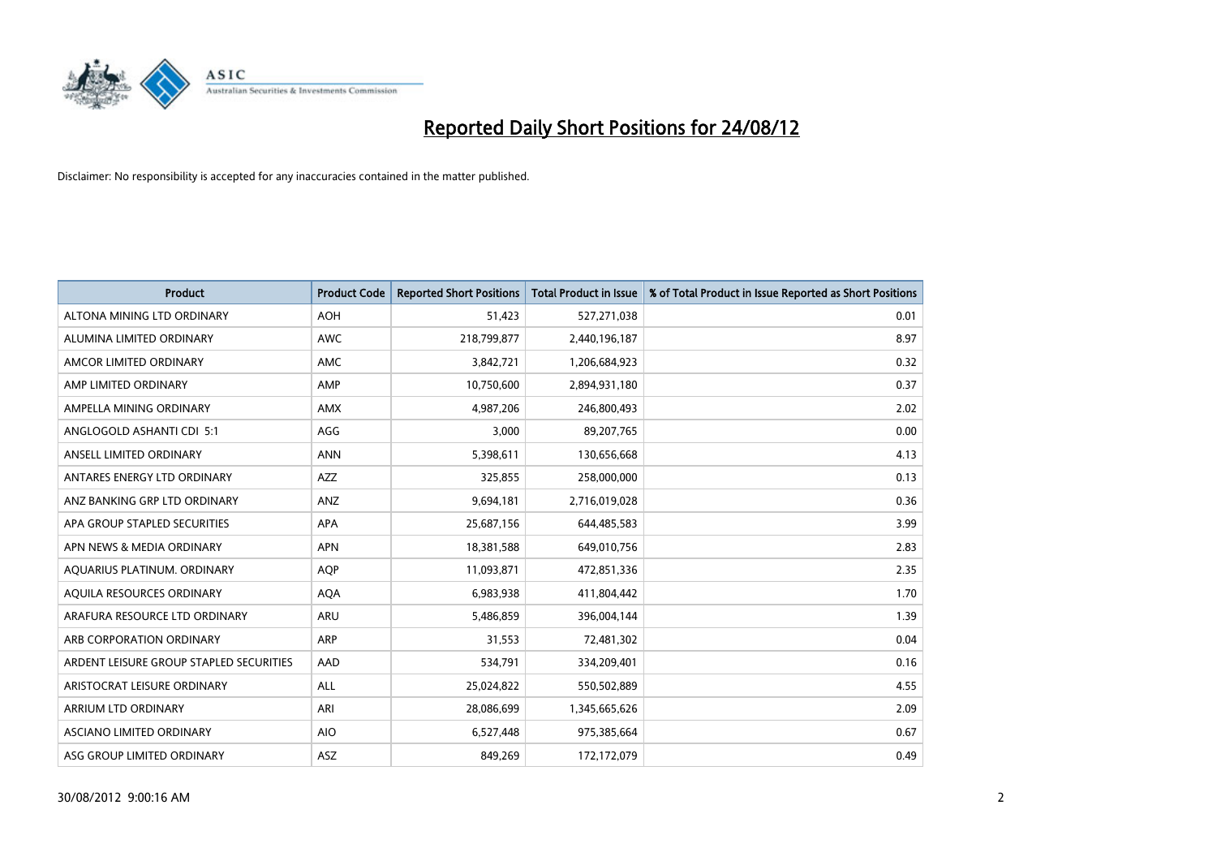# Reported Daily Short Positions for 24/08/12

Disclaimer: No responsibility is accepted for any inaccuracies contained in the matter published.

| Product | Product Code | Reported Short Positions | Total Product in Issue | % of Total Product in Issue Reported as Short Positions |
|---|---|---|---|---|
| ALTONA MINING LTD ORDINARY | AOH | 51,423 | 527,271,038 | 0.01 |
| ALUMINA LIMITED ORDINARY | AWC | 218,799,877 | 2,440,196,187 | 8.97 |
| AMCOR LIMITED ORDINARY | AMC | 3,842,721 | 1,206,684,923 | 0.32 |
| AMP LIMITED ORDINARY | AMP | 10,750,600 | 2,894,931,180 | 0.37 |
| AMPELLA MINING ORDINARY | AMX | 4,987,206 | 246,800,493 | 2.02 |
| ANGLOGOLD ASHANTI CDI 5:1 | AGG | 3,000 | 89,207,765 | 0.00 |
| ANSELL LIMITED ORDINARY | ANN | 5,398,611 | 130,656,668 | 4.13 |
| ANTARES ENERGY LTD ORDINARY | AZZ | 325,855 | 258,000,000 | 0.13 |
| ANZ BANKING GRP LTD ORDINARY | ANZ | 9,694,181 | 2,716,019,028 | 0.36 |
| APA GROUP STAPLED SECURITIES | APA | 25,687,156 | 644,485,583 | 3.99 |
| APN NEWS & MEDIA ORDINARY | APN | 18,381,588 | 649,010,756 | 2.83 |
| AQUARIUS PLATINUM. ORDINARY | AQP | 11,093,871 | 472,851,336 | 2.35 |
| AQUILA RESOURCES ORDINARY | AQA | 6,983,938 | 411,804,442 | 1.70 |
| ARAFURA RESOURCE LTD ORDINARY | ARU | 5,486,859 | 396,004,144 | 1.39 |
| ARB CORPORATION ORDINARY | ARP | 31,553 | 72,481,302 | 0.04 |
| ARDENT LEISURE GROUP STAPLED SECURITIES | AAD | 534,791 | 334,209,401 | 0.16 |
| ARISTOCRAT LEISURE ORDINARY | ALL | 25,024,822 | 550,502,889 | 4.55 |
| ARRIUM LTD ORDINARY | ARI | 28,086,699 | 1,345,665,626 | 2.09 |
| ASCIANO LIMITED ORDINARY | AIO | 6,527,448 | 975,385,664 | 0.67 |
| ASG GROUP LIMITED ORDINARY | ASZ | 849,269 | 172,172,079 | 0.49 |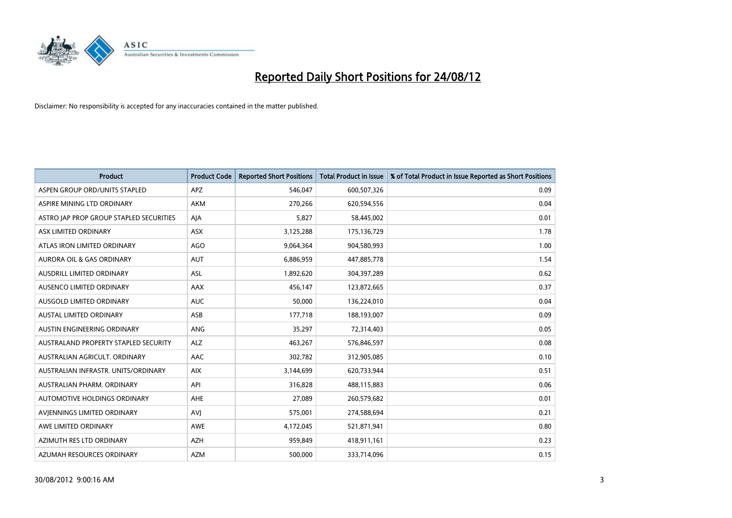# Reported Daily Short Positions for 24/08/12

Disclaimer: No responsibility is accepted for any inaccuracies contained in the matter published.

| Product | Product Code | Reported Short Positions | Total Product in Issue | % of Total Product in Issue Reported as Short Positions |
|---|---|---|---|---|
| ASPEN GROUP ORD/UNITS STAPLED | APZ | 546,047 | 600,507,326 | 0.09 |
| ASPIRE MINING LTD ORDINARY | AKM | 270,266 | 620,594,556 | 0.04 |
| ASTRO JAP PROP GROUP STAPLED SECURITIES | AJA | 5,827 | 58,445,002 | 0.01 |
| ASX LIMITED ORDINARY | ASX | 3,125,288 | 175,136,729 | 1.78 |
| ATLAS IRON LIMITED ORDINARY | AGO | 9,064,364 | 904,580,993 | 1.00 |
| AURORA OIL & GAS ORDINARY | AUT | 6,886,959 | 447,885,778 | 1.54 |
| AUSDRILL LIMITED ORDINARY | ASL | 1,892,620 | 304,397,289 | 0.62 |
| AUSENCO LIMITED ORDINARY | AAX | 456,147 | 123,872,665 | 0.37 |
| AUSGOLD LIMITED ORDINARY | AUC | 50,000 | 136,224,010 | 0.04 |
| AUSTAL LIMITED ORDINARY | ASB | 177,718 | 188,193,007 | 0.09 |
| AUSTIN ENGINEERING ORDINARY | ANG | 35,297 | 72,314,403 | 0.05 |
| AUSTRALAND PROPERTY STAPLED SECURITY | ALZ | 463,267 | 576,846,597 | 0.08 |
| AUSTRALIAN AGRICULT. ORDINARY | AAC | 302,782 | 312,905,085 | 0.10 |
| AUSTRALIAN INFRASTR. UNITS/ORDINARY | AIX | 3,144,699 | 620,733,944 | 0.51 |
| AUSTRALIAN PHARM. ORDINARY | API | 316,828 | 488,115,883 | 0.06 |
| AUTOMOTIVE HOLDINGS ORDINARY | AHE | 27,089 | 260,579,682 | 0.01 |
| AVJENNINGS LIMITED ORDINARY | AVJ | 575,001 | 274,588,694 | 0.21 |
| AWE LIMITED ORDINARY | AWE | 4,172,045 | 521,871,941 | 0.80 |
| AZIMUTH RES LTD ORDINARY | AZH | 959,849 | 418,911,161 | 0.23 |
| AZUMAH RESOURCES ORDINARY | AZM | 500,000 | 333,714,096 | 0.15 |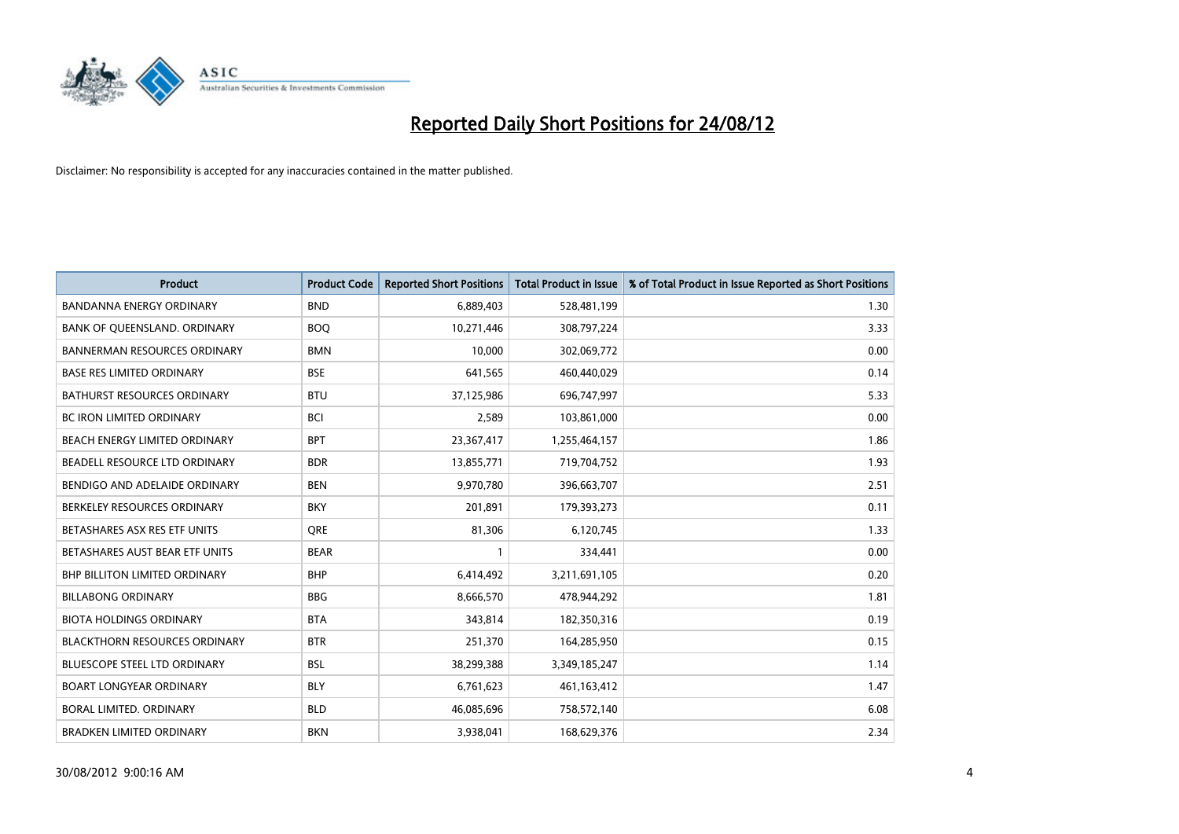# Reported Daily Short Positions for 24/08/12

Disclaimer: No responsibility is accepted for any inaccuracies contained in the matter published.

| Product | Product Code | Reported Short Positions | Total Product in Issue | % of Total Product in Issue Reported as Short Positions |
|---|---|---|---|---|
| BANDANNA ENERGY ORDINARY | BND | 6,889,403 | 528,481,199 | 1.30 |
| BANK OF QUEENSLAND. ORDINARY | BOQ | 10,271,446 | 308,797,224 | 3.33 |
| BANNERMAN RESOURCES ORDINARY | BMN | 10,000 | 302,069,772 | 0.00 |
| BASE RES LIMITED ORDINARY | BSE | 641,565 | 460,440,029 | 0.14 |
| BATHURST RESOURCES ORDINARY | BTU | 37,125,986 | 696,747,997 | 5.33 |
| BC IRON LIMITED ORDINARY | BCI | 2,589 | 103,861,000 | 0.00 |
| BEACH ENERGY LIMITED ORDINARY | BPT | 23,367,417 | 1,255,464,157 | 1.86 |
| BEADELL RESOURCE LTD ORDINARY | BDR | 13,855,771 | 719,704,752 | 1.93 |
| BENDIGO AND ADELAIDE ORDINARY | BEN | 9,970,780 | 396,663,707 | 2.51 |
| BERKELEY RESOURCES ORDINARY | BKY | 201,891 | 179,393,273 | 0.11 |
| BETASHARES ASX RES ETF UNITS | QRE | 81,306 | 6,120,745 | 1.33 |
| BETASHARES AUST BEAR ETF UNITS | BEAR | 1 | 334,441 | 0.00 |
| BHP BILLITON LIMITED ORDINARY | BHP | 6,414,492 | 3,211,691,105 | 0.20 |
| BILLABONG ORDINARY | BBG | 8,666,570 | 478,944,292 | 1.81 |
| BIOTA HOLDINGS ORDINARY | BTA | 343,814 | 182,350,316 | 0.19 |
| BLACKTHORN RESOURCES ORDINARY | BTR | 251,370 | 164,285,950 | 0.15 |
| BLUESCOPE STEEL LTD ORDINARY | BSL | 38,299,388 | 3,349,185,247 | 1.14 |
| BOART LONGYEAR ORDINARY | BLY | 6,761,623 | 461,163,412 | 1.47 |
| BORAL LIMITED. ORDINARY | BLD | 46,085,696 | 758,572,140 | 6.08 |
| BRADKEN LIMITED ORDINARY | BKN | 3,938,041 | 168,629,376 | 2.34 |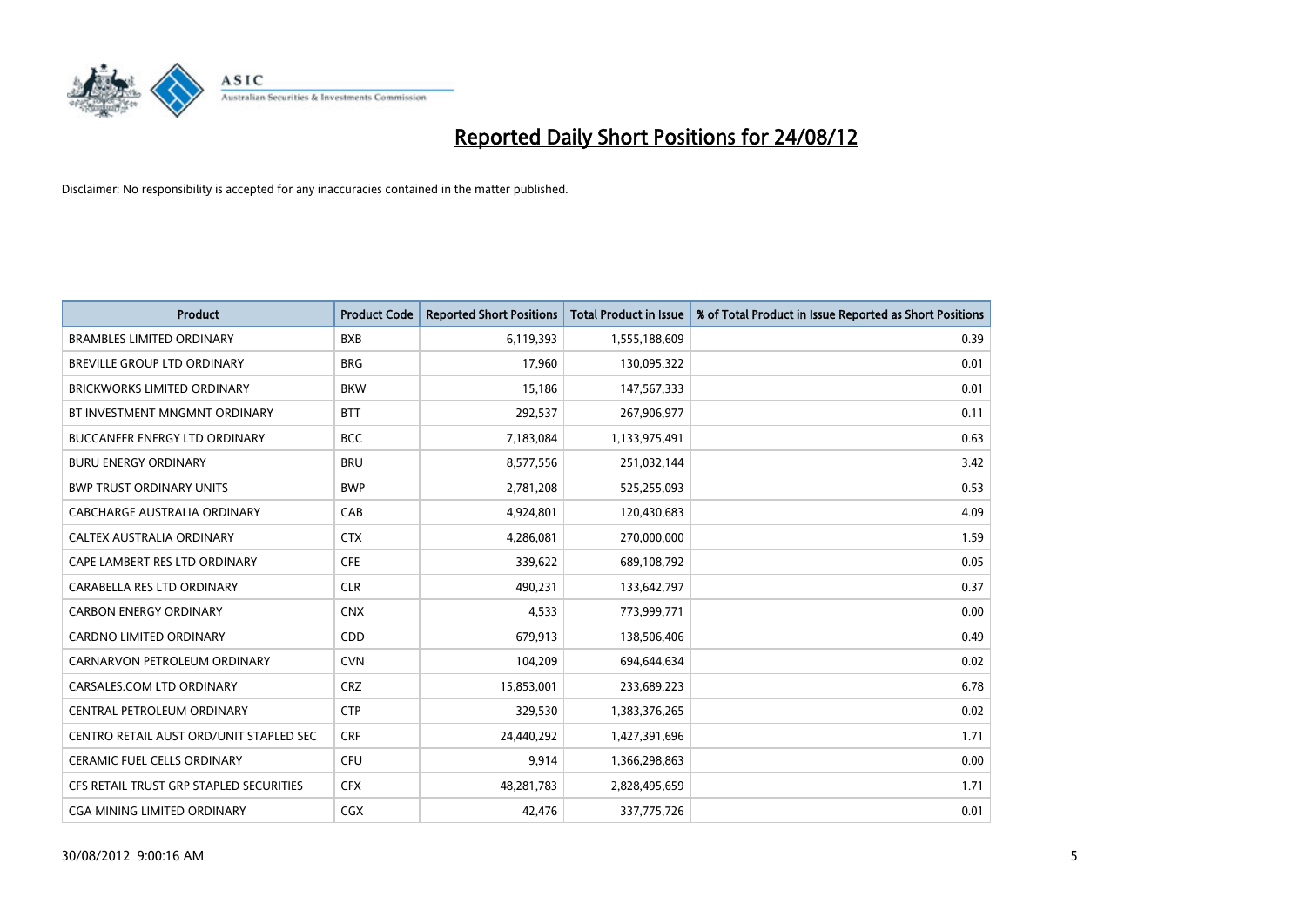# Reported Daily Short Positions for 24/08/12

Disclaimer: No responsibility is accepted for any inaccuracies contained in the matter published.

| Product | Product Code | Reported Short Positions | Total Product in Issue | % of Total Product in Issue Reported as Short Positions |
|---|---|---|---|---|
| BRAMBLES LIMITED ORDINARY | BXB | 6,119,393 | 1,555,188,609 | 0.39 |
| BREVILLE GROUP LTD ORDINARY | BRG | 17,960 | 130,095,322 | 0.01 |
| BRICKWORKS LIMITED ORDINARY | BKW | 15,186 | 147,567,333 | 0.01 |
| BT INVESTMENT MNGMNT ORDINARY | BTT | 292,537 | 267,906,977 | 0.11 |
| BUCCANEER ENERGY LTD ORDINARY | BCC | 7,183,084 | 1,133,975,491 | 0.63 |
| BURU ENERGY ORDINARY | BRU | 8,577,556 | 251,032,144 | 3.42 |
| BWP TRUST ORDINARY UNITS | BWP | 2,781,208 | 525,255,093 | 0.53 |
| CABCHARGE AUSTRALIA ORDINARY | CAB | 4,924,801 | 120,430,683 | 4.09 |
| CALTEX AUSTRALIA ORDINARY | CTX | 4,286,081 | 270,000,000 | 1.59 |
| CAPE LAMBERT RES LTD ORDINARY | CFE | 339,622 | 689,108,792 | 0.05 |
| CARABELLA RES LTD ORDINARY | CLR | 490,231 | 133,642,797 | 0.37 |
| CARBON ENERGY ORDINARY | CNX | 4,533 | 773,999,771 | 0.00 |
| CARDNO LIMITED ORDINARY | CDD | 679,913 | 138,506,406 | 0.49 |
| CARNARVON PETROLEUM ORDINARY | CVN | 104,209 | 694,644,634 | 0.02 |
| CARSALES.COM LTD ORDINARY | CRZ | 15,853,001 | 233,689,223 | 6.78 |
| CENTRAL PETROLEUM ORDINARY | CTP | 329,530 | 1,383,376,265 | 0.02 |
| CENTRO RETAIL AUST ORD/UNIT STAPLED SEC | CRF | 24,440,292 | 1,427,391,696 | 1.71 |
| CERAMIC FUEL CELLS ORDINARY | CFU | 9,914 | 1,366,298,863 | 0.00 |
| CFS RETAIL TRUST GRP STAPLED SECURITIES | CFX | 48,281,783 | 2,828,495,659 | 1.71 |
| CGA MINING LIMITED ORDINARY | CGX | 42,476 | 337,775,726 | 0.01 |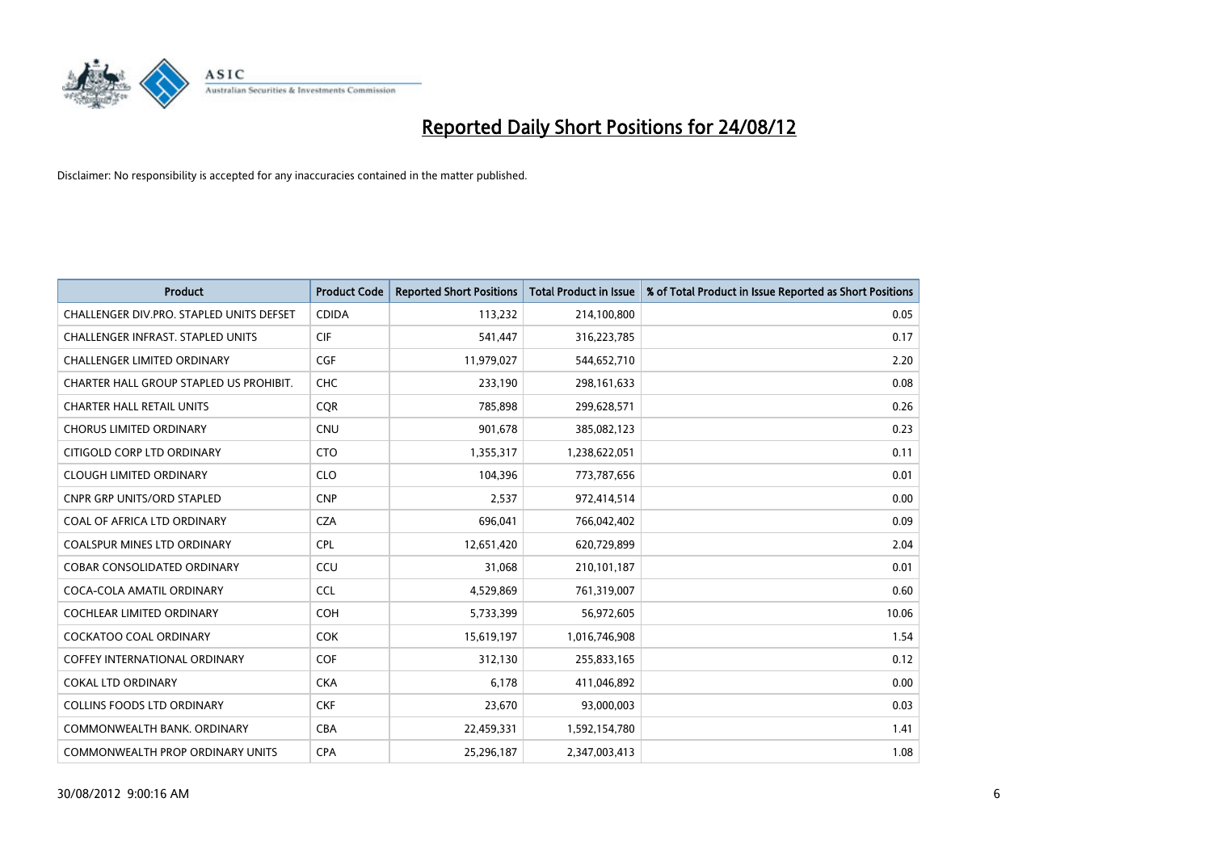# Reported Daily Short Positions for 24/08/12

Disclaimer: No responsibility is accepted for any inaccuracies contained in the matter published.

| Product | Product Code | Reported Short Positions | Total Product in Issue | % of Total Product in Issue Reported as Short Positions |
|---|---|---|---|---|
| CHALLENGER DIV.PRO. STAPLED UNITS DEFSET | CDIDA | 113,232 | 214,100,800 | 0.05 |
| CHALLENGER INFRAST. STAPLED UNITS | CIF | 541,447 | 316,223,785 | 0.17 |
| CHALLENGER LIMITED ORDINARY | CGF | 11,979,027 | 544,652,710 | 2.20 |
| CHARTER HALL GROUP STAPLED US PROHIBIT. | CHC | 233,190 | 298,161,633 | 0.08 |
| CHARTER HALL RETAIL UNITS | CQR | 785,898 | 299,628,571 | 0.26 |
| CHORUS LIMITED ORDINARY | CNU | 901,678 | 385,082,123 | 0.23 |
| CITIGOLD CORP LTD ORDINARY | CTO | 1,355,317 | 1,238,622,051 | 0.11 |
| CLOUGH LIMITED ORDINARY | CLO | 104,396 | 773,787,656 | 0.01 |
| CNPR GRP UNITS/ORD STAPLED | CNP | 2,537 | 972,414,514 | 0.00 |
| COAL OF AFRICA LTD ORDINARY | CZA | 696,041 | 766,042,402 | 0.09 |
| COALSPUR MINES LTD ORDINARY | CPL | 12,651,420 | 620,729,899 | 2.04 |
| COBAR CONSOLIDATED ORDINARY | CCU | 31,068 | 210,101,187 | 0.01 |
| COCA-COLA AMATIL ORDINARY | CCL | 4,529,869 | 761,319,007 | 0.60 |
| COCHLEAR LIMITED ORDINARY | COH | 5,733,399 | 56,972,605 | 10.06 |
| COCKATOO COAL ORDINARY | COK | 15,619,197 | 1,016,746,908 | 1.54 |
| COFFEY INTERNATIONAL ORDINARY | COF | 312,130 | 255,833,165 | 0.12 |
| COKAL LTD ORDINARY | CKA | 6,178 | 411,046,892 | 0.00 |
| COLLINS FOODS LTD ORDINARY | CKF | 23,670 | 93,000,003 | 0.03 |
| COMMONWEALTH BANK. ORDINARY | CBA | 22,459,331 | 1,592,154,780 | 1.41 |
| COMMONWEALTH PROP ORDINARY UNITS | CPA | 25,296,187 | 2,347,003,413 | 1.08 |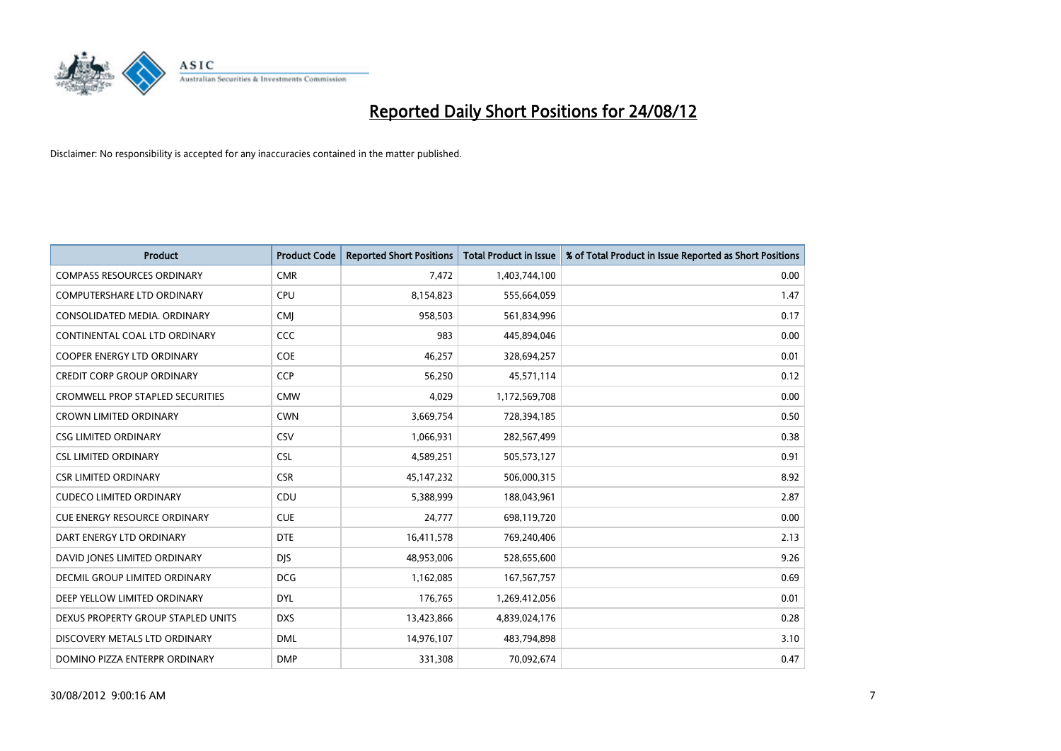# Reported Daily Short Positions for 24/08/12

Disclaimer: No responsibility is accepted for any inaccuracies contained in the matter published.

| Product | Product Code | Reported Short Positions | Total Product in Issue | % of Total Product in Issue Reported as Short Positions |
|---|---|---|---|---|
| COMPASS RESOURCES ORDINARY | CMR | 7,472 | 1,403,744,100 | 0.00 |
| COMPUTERSHARE LTD ORDINARY | CPU | 8,154,823 | 555,664,059 | 1.47 |
| CONSOLIDATED MEDIA. ORDINARY | CMJ | 958,503 | 561,834,996 | 0.17 |
| CONTINENTAL COAL LTD ORDINARY | CCC | 983 | 445,894,046 | 0.00 |
| COOPER ENERGY LTD ORDINARY | COE | 46,257 | 328,694,257 | 0.01 |
| CREDIT CORP GROUP ORDINARY | CCP | 56,250 | 45,571,114 | 0.12 |
| CROMWELL PROP STAPLED SECURITIES | CMW | 4,029 | 1,172,569,708 | 0.00 |
| CROWN LIMITED ORDINARY | CWN | 3,669,754 | 728,394,185 | 0.50 |
| CSG LIMITED ORDINARY | CSV | 1,066,931 | 282,567,499 | 0.38 |
| CSL LIMITED ORDINARY | CSL | 4,589,251 | 505,573,127 | 0.91 |
| CSR LIMITED ORDINARY | CSR | 45,147,232 | 506,000,315 | 8.92 |
| CUDECO LIMITED ORDINARY | CDU | 5,388,999 | 188,043,961 | 2.87 |
| CUE ENERGY RESOURCE ORDINARY | CUE | 24,777 | 698,119,720 | 0.00 |
| DART ENERGY LTD ORDINARY | DTE | 16,411,578 | 769,240,406 | 2.13 |
| DAVID JONES LIMITED ORDINARY | DJS | 48,953,006 | 528,655,600 | 9.26 |
| DECMIL GROUP LIMITED ORDINARY | DCG | 1,162,085 | 167,567,757 | 0.69 |
| DEEP YELLOW LIMITED ORDINARY | DYL | 176,765 | 1,269,412,056 | 0.01 |
| DEXUS PROPERTY GROUP STAPLED UNITS | DXS | 13,423,866 | 4,839,024,176 | 0.28 |
| DISCOVERY METALS LTD ORDINARY | DML | 14,976,107 | 483,794,898 | 3.10 |
| DOMINO PIZZA ENTERPR ORDINARY | DMP | 331,308 | 70,092,674 | 0.47 |

30/08/2012 9:00:16 AM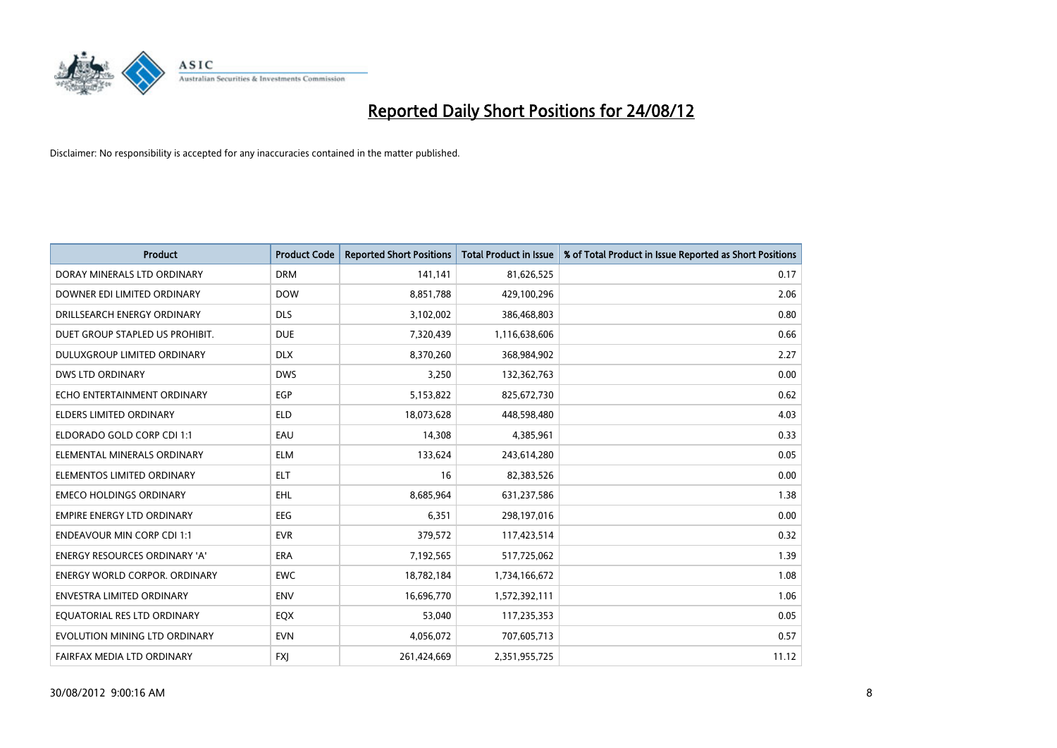# Reported Daily Short Positions for 24/08/12

Disclaimer: No responsibility is accepted for any inaccuracies contained in the matter published.

| Product | Product Code | Reported Short Positions | Total Product in Issue | % of Total Product in Issue Reported as Short Positions |
|---|---|---|---|---|
| DORAY MINERALS LTD ORDINARY | DRM | 141,141 | 81,626,525 | 0.17 |
| DOWNER EDI LIMITED ORDINARY | DOW | 8,851,788 | 429,100,296 | 2.06 |
| DRILLSEARCH ENERGY ORDINARY | DLS | 3,102,002 | 386,468,803 | 0.80 |
| DUET GROUP STAPLED US PROHIBIT. | DUE | 7,320,439 | 1,116,638,606 | 0.66 |
| DULUXGROUP LIMITED ORDINARY | DLX | 8,370,260 | 368,984,902 | 2.27 |
| DWS LTD ORDINARY | DWS | 3,250 | 132,362,763 | 0.00 |
| ECHO ENTERTAINMENT ORDINARY | EGP | 5,153,822 | 825,672,730 | 0.62 |
| ELDERS LIMITED ORDINARY | ELD | 18,073,628 | 448,598,480 | 4.03 |
| ELDORADO GOLD CORP CDI 1:1 | EAU | 14,308 | 4,385,961 | 0.33 |
| ELEMENTAL MINERALS ORDINARY | ELM | 133,624 | 243,614,280 | 0.05 |
| ELEMENTOS LIMITED ORDINARY | ELT | 16 | 82,383,526 | 0.00 |
| EMECO HOLDINGS ORDINARY | EHL | 8,685,964 | 631,237,586 | 1.38 |
| EMPIRE ENERGY LTD ORDINARY | EEG | 6,351 | 298,197,016 | 0.00 |
| ENDEAVOUR MIN CORP CDI 1:1 | EVR | 379,572 | 117,423,514 | 0.32 |
| ENERGY RESOURCES ORDINARY 'A' | ERA | 7,192,565 | 517,725,062 | 1.39 |
| ENERGY WORLD CORPOR. ORDINARY | EWC | 18,782,184 | 1,734,166,672 | 1.08 |
| ENVESTRA LIMITED ORDINARY | ENV | 16,696,770 | 1,572,392,111 | 1.06 |
| EQUATORIAL RES LTD ORDINARY | EQX | 53,040 | 117,235,353 | 0.05 |
| EVOLUTION MINING LTD ORDINARY | EVN | 4,056,072 | 707,605,713 | 0.57 |
| FAIRFAX MEDIA LTD ORDINARY | FXJ | 261,424,669 | 2,351,955,725 | 11.12 |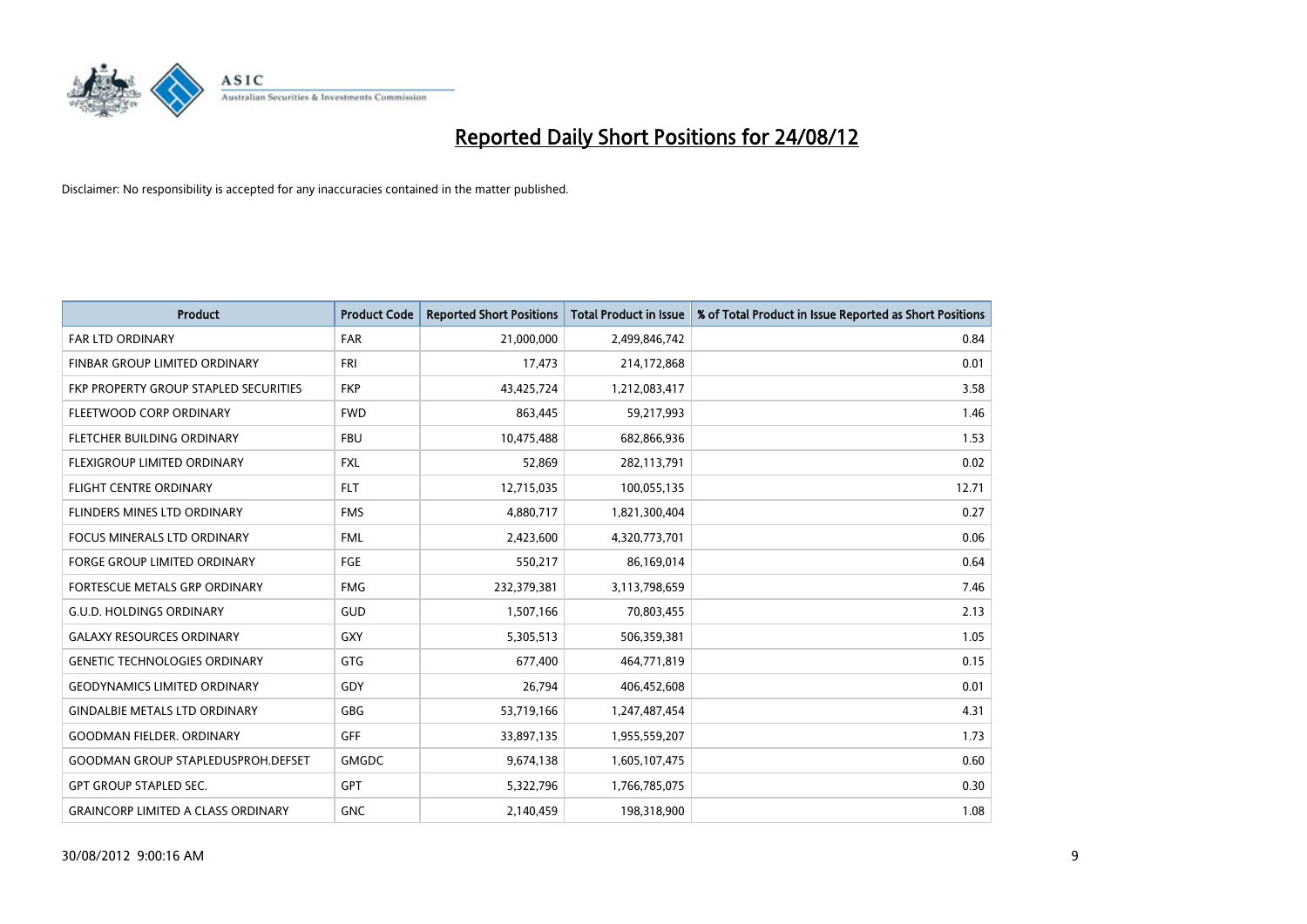# Reported Daily Short Positions for 24/08/12

Disclaimer: No responsibility is accepted for any inaccuracies contained in the matter published.

| Product | Product Code | Reported Short Positions | Total Product in Issue | % of Total Product in Issue Reported as Short Positions |
|---|---|---|---|---|
| FAR LTD ORDINARY | FAR | 21,000,000 | 2,499,846,742 | 0.84 |
| FINBAR GROUP LIMITED ORDINARY | FRI | 17,473 | 214,172,868 | 0.01 |
| FKP PROPERTY GROUP STAPLED SECURITIES | FKP | 43,425,724 | 1,212,083,417 | 3.58 |
| FLEETWOOD CORP ORDINARY | FWD | 863,445 | 59,217,993 | 1.46 |
| FLETCHER BUILDING ORDINARY | FBU | 10,475,488 | 682,866,936 | 1.53 |
| FLEXIGROUP LIMITED ORDINARY | FXL | 52,869 | 282,113,791 | 0.02 |
| FLIGHT CENTRE ORDINARY | FLT | 12,715,035 | 100,055,135 | 12.71 |
| FLINDERS MINES LTD ORDINARY | FMS | 4,880,717 | 1,821,300,404 | 0.27 |
| FOCUS MINERALS LTD ORDINARY | FML | 2,423,600 | 4,320,773,701 | 0.06 |
| FORGE GROUP LIMITED ORDINARY | FGE | 550,217 | 86,169,014 | 0.64 |
| FORTESCUE METALS GRP ORDINARY | FMG | 232,379,381 | 3,113,798,659 | 7.46 |
| G.U.D. HOLDINGS ORDINARY | GUD | 1,507,166 | 70,803,455 | 2.13 |
| GALAXY RESOURCES ORDINARY | GXY | 5,305,513 | 506,359,381 | 1.05 |
| GENETIC TECHNOLOGIES ORDINARY | GTG | 677,400 | 464,771,819 | 0.15 |
| GEODYNAMICS LIMITED ORDINARY | GDY | 26,794 | 406,452,608 | 0.01 |
| GINDALBIE METALS LTD ORDINARY | GBG | 53,719,166 | 1,247,487,454 | 4.31 |
| GOODMAN FIELDER. ORDINARY | GFF | 33,897,135 | 1,955,559,207 | 1.73 |
| GOODMAN GROUP STAPLEDUSPROH.DEFSET | GMGDC | 9,674,138 | 1,605,107,475 | 0.60 |
| GPT GROUP STAPLED SEC. | GPT | 5,322,796 | 1,766,785,075 | 0.30 |
| GRAINCORP LIMITED A CLASS ORDINARY | GNC | 2,140,459 | 198,318,900 | 1.08 |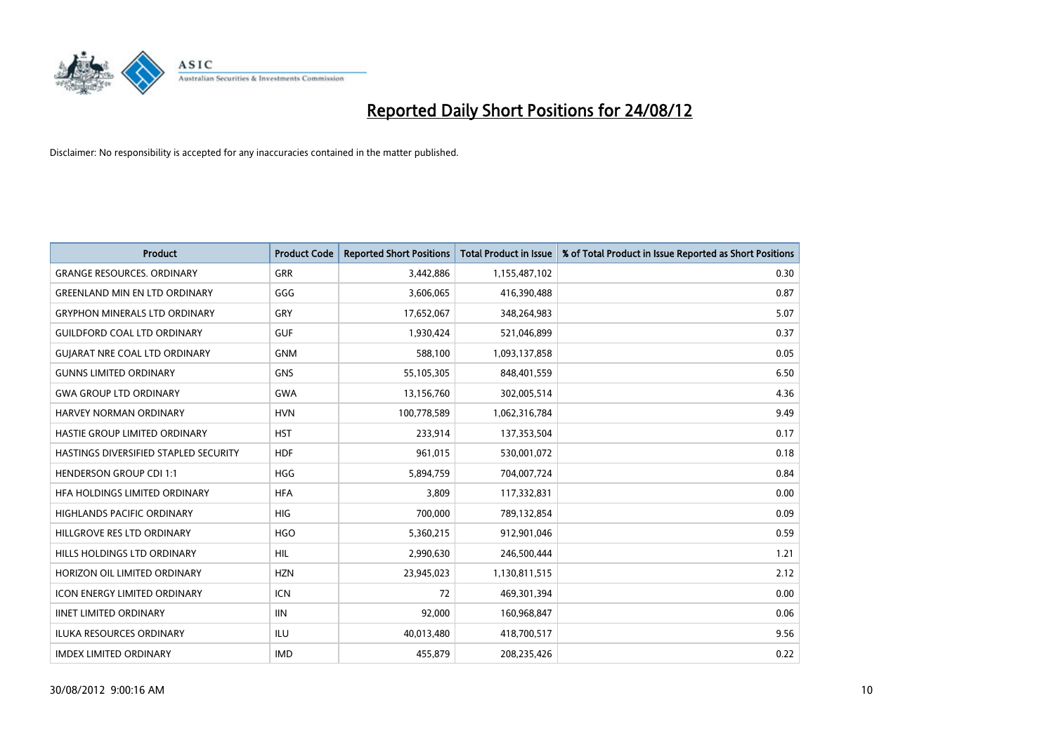# Reported Daily Short Positions for 24/08/12

Disclaimer: No responsibility is accepted for any inaccuracies contained in the matter published.

| Product | Product Code | Reported Short Positions | Total Product in Issue | % of Total Product in Issue Reported as Short Positions |
|---|---|---|---|---|
| GRANGE RESOURCES. ORDINARY | GRR | 3,442,886 | 1,155,487,102 | 0.30 |
| GREENLAND MIN EN LTD ORDINARY | GGG | 3,606,065 | 416,390,488 | 0.87 |
| GRYPHON MINERALS LTD ORDINARY | GRY | 17,652,067 | 348,264,983 | 5.07 |
| GUILDFORD COAL LTD ORDINARY | GUF | 1,930,424 | 521,046,899 | 0.37 |
| GUJARAT NRE COAL LTD ORDINARY | GNM | 588,100 | 1,093,137,858 | 0.05 |
| GUNNS LIMITED ORDINARY | GNS | 55,105,305 | 848,401,559 | 6.50 |
| GWA GROUP LTD ORDINARY | GWA | 13,156,760 | 302,005,514 | 4.36 |
| HARVEY NORMAN ORDINARY | HVN | 100,778,589 | 1,062,316,784 | 9.49 |
| HASTIE GROUP LIMITED ORDINARY | HST | 233,914 | 137,353,504 | 0.17 |
| HASTINGS DIVERSIFIED STAPLED SECURITY | HDF | 961,015 | 530,001,072 | 0.18 |
| HENDERSON GROUP CDI 1:1 | HGG | 5,894,759 | 704,007,724 | 0.84 |
| HFA HOLDINGS LIMITED ORDINARY | HFA | 3,809 | 117,332,831 | 0.00 |
| HIGHLANDS PACIFIC ORDINARY | HIG | 700,000 | 789,132,854 | 0.09 |
| HILLGROVE RES LTD ORDINARY | HGO | 5,360,215 | 912,901,046 | 0.59 |
| HILLS HOLDINGS LTD ORDINARY | HIL | 2,990,630 | 246,500,444 | 1.21 |
| HORIZON OIL LIMITED ORDINARY | HZN | 23,945,023 | 1,130,811,515 | 2.12 |
| ICON ENERGY LIMITED ORDINARY | ICN | 72 | 469,301,394 | 0.00 |
| IINET LIMITED ORDINARY | IIN | 92,000 | 160,968,847 | 0.06 |
| ILUKA RESOURCES ORDINARY | ILU | 40,013,480 | 418,700,517 | 9.56 |
| IMDEX LIMITED ORDINARY | IMD | 455,879 | 208,235,426 | 0.22 |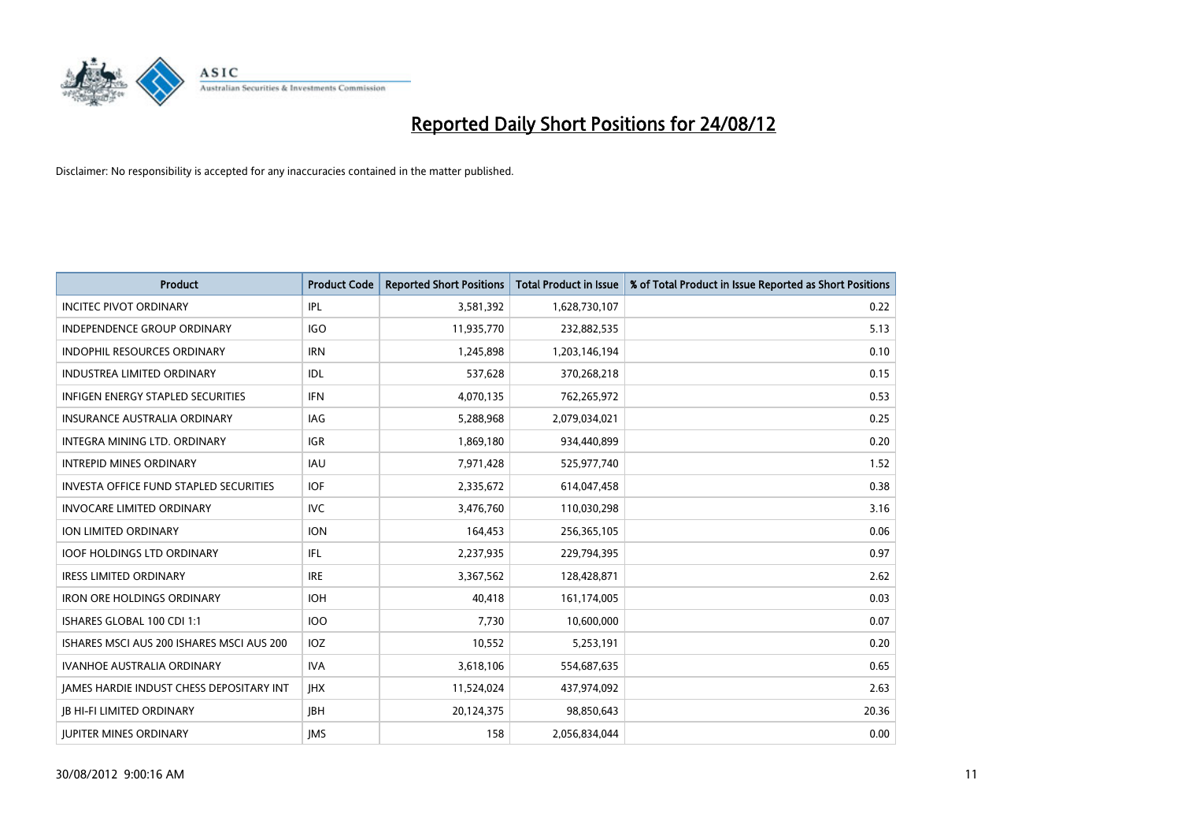# Reported Daily Short Positions for 24/08/12

Disclaimer: No responsibility is accepted for any inaccuracies contained in the matter published.

| Product | Product Code | Reported Short Positions | Total Product in Issue | % of Total Product in Issue Reported as Short Positions |
|---|---|---|---|---|
| INCITEC PIVOT ORDINARY | IPL | 3,581,392 | 1,628,730,107 | 0.22 |
| INDEPENDENCE GROUP ORDINARY | IGO | 11,935,770 | 232,882,535 | 5.13 |
| INDOPHIL RESOURCES ORDINARY | IRN | 1,245,898 | 1,203,146,194 | 0.10 |
| INDUSTREA LIMITED ORDINARY | IDL | 537,628 | 370,268,218 | 0.15 |
| INFIGEN ENERGY STAPLED SECURITIES | IFN | 4,070,135 | 762,265,972 | 0.53 |
| INSURANCE AUSTRALIA ORDINARY | IAG | 5,288,968 | 2,079,034,021 | 0.25 |
| INTEGRA MINING LTD. ORDINARY | IGR | 1,869,180 | 934,440,899 | 0.20 |
| INTREPID MINES ORDINARY | IAU | 7,971,428 | 525,977,740 | 1.52 |
| INVESTA OFFICE FUND STAPLED SECURITIES | IOF | 2,335,672 | 614,047,458 | 0.38 |
| INVOCARE LIMITED ORDINARY | IVC | 3,476,760 | 110,030,298 | 3.16 |
| ION LIMITED ORDINARY | ION | 164,453 | 256,365,105 | 0.06 |
| IOOF HOLDINGS LTD ORDINARY | IFL | 2,237,935 | 229,794,395 | 0.97 |
| IRESS LIMITED ORDINARY | IRE | 3,367,562 | 128,428,871 | 2.62 |
| IRON ORE HOLDINGS ORDINARY | IOH | 40,418 | 161,174,005 | 0.03 |
| ISHARES GLOBAL 100 CDI 1:1 | IOO | 7,730 | 10,600,000 | 0.07 |
| ISHARES MSCI AUS 200 ISHARES MSCI AUS 200 | IOZ | 10,552 | 5,253,191 | 0.20 |
| IVANHOE AUSTRALIA ORDINARY | IVA | 3,618,106 | 554,687,635 | 0.65 |
| JAMES HARDIE INDUST CHESS DEPOSITARY INT | JHX | 11,524,024 | 437,974,092 | 2.63 |
| JB HI-FI LIMITED ORDINARY | JBH | 20,124,375 | 98,850,643 | 20.36 |
| JUPITER MINES ORDINARY | JMS | 158 | 2,056,834,044 | 0.00 |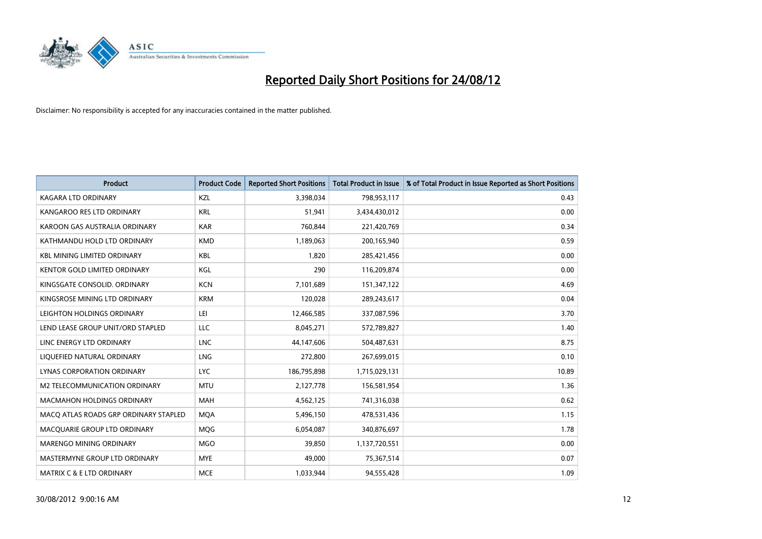# Reported Daily Short Positions for 24/08/12

Disclaimer: No responsibility is accepted for any inaccuracies contained in the matter published.

| Product | Product Code | Reported Short Positions | Total Product in Issue | % of Total Product in Issue Reported as Short Positions |
| --- | --- | --- | --- | --- |
| KAGARA LTD ORDINARY | KZL | 3,398,034 | 798,953,117 | 0.43 |
| KANGAROO RES LTD ORDINARY | KRL | 51,941 | 3,434,430,012 | 0.00 |
| KAROON GAS AUSTRALIA ORDINARY | KAR | 760,844 | 221,420,769 | 0.34 |
| KATHMANDU HOLD LTD ORDINARY | KMD | 1,189,063 | 200,165,940 | 0.59 |
| KBL MINING LIMITED ORDINARY | KBL | 1,820 | 285,421,456 | 0.00 |
| KENTOR GOLD LIMITED ORDINARY | KGL | 290 | 116,209,874 | 0.00 |
| KINGSGATE CONSOLID. ORDINARY | KCN | 7,101,689 | 151,347,122 | 4.69 |
| KINGSROSE MINING LTD ORDINARY | KRM | 120,028 | 289,243,617 | 0.04 |
| LEIGHTON HOLDINGS ORDINARY | LEI | 12,466,585 | 337,087,596 | 3.70 |
| LEND LEASE GROUP UNIT/ORD STAPLED | LLC | 8,045,271 | 572,789,827 | 1.40 |
| LINC ENERGY LTD ORDINARY | LNC | 44,147,606 | 504,487,631 | 8.75 |
| LIQUEFIED NATURAL ORDINARY | LNG | 272,800 | 267,699,015 | 0.10 |
| LYNAS CORPORATION ORDINARY | LYC | 186,795,898 | 1,715,029,131 | 10.89 |
| M2 TELECOMMUNICATION ORDINARY | MTU | 2,127,778 | 156,581,954 | 1.36 |
| MACMAHON HOLDINGS ORDINARY | MAH | 4,562,125 | 741,316,038 | 0.62 |
| MACQ ATLAS ROADS GRP ORDINARY STAPLED | MQA | 5,496,150 | 478,531,436 | 1.15 |
| MACQUARIE GROUP LTD ORDINARY | MQG | 6,054,087 | 340,876,697 | 1.78 |
| MARENGO MINING ORDINARY | MGO | 39,850 | 1,137,720,551 | 0.00 |
| MASTERMYNE GROUP LTD ORDINARY | MYE | 49,000 | 75,367,514 | 0.07 |
| MATRIX C & E LTD ORDINARY | MCE | 1,033,944 | 94,555,428 | 1.09 |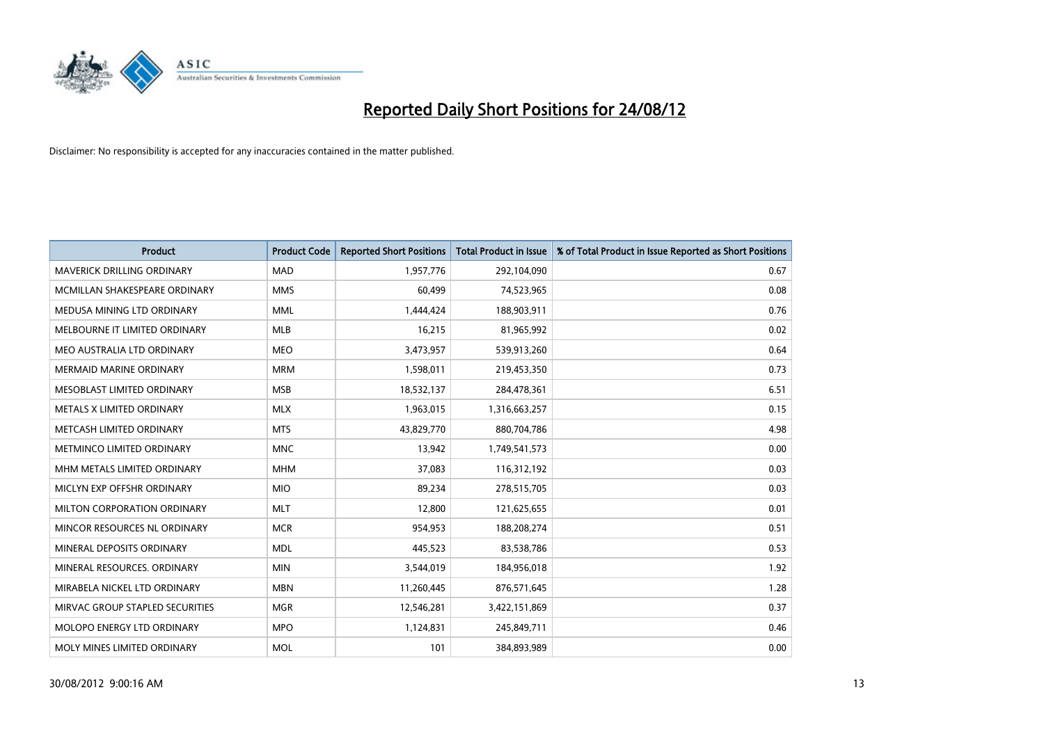# Reported Daily Short Positions for 24/08/12

Disclaimer: No responsibility is accepted for any inaccuracies contained in the matter published.

| Product | Product Code | Reported Short Positions | Total Product in Issue | % of Total Product in Issue Reported as Short Positions |
|---|---|---|---|---|
| MAVERICK DRILLING ORDINARY | MAD | 1,957,776 | 292,104,090 | 0.67 |
| MCMILLAN SHAKESPEARE ORDINARY | MMS | 60,499 | 74,523,965 | 0.08 |
| MEDUSA MINING LTD ORDINARY | MML | 1,444,424 | 188,903,911 | 0.76 |
| MELBOURNE IT LIMITED ORDINARY | MLB | 16,215 | 81,965,992 | 0.02 |
| MEO AUSTRALIA LTD ORDINARY | MEO | 3,473,957 | 539,913,260 | 0.64 |
| MERMAID MARINE ORDINARY | MRM | 1,598,011 | 219,453,350 | 0.73 |
| MESOBLAST LIMITED ORDINARY | MSB | 18,532,137 | 284,478,361 | 6.51 |
| METALS X LIMITED ORDINARY | MLX | 1,963,015 | 1,316,663,257 | 0.15 |
| METCASH LIMITED ORDINARY | MTS | 43,829,770 | 880,704,786 | 4.98 |
| METMINCO LIMITED ORDINARY | MNC | 13,942 | 1,749,541,573 | 0.00 |
| MHM METALS LIMITED ORDINARY | MHM | 37,083 | 116,312,192 | 0.03 |
| MICLYN EXP OFFSHR ORDINARY | MIO | 89,234 | 278,515,705 | 0.03 |
| MILTON CORPORATION ORDINARY | MLT | 12,800 | 121,625,655 | 0.01 |
| MINCOR RESOURCES NL ORDINARY | MCR | 954,953 | 188,208,274 | 0.51 |
| MINERAL DEPOSITS ORDINARY | MDL | 445,523 | 83,538,786 | 0.53 |
| MINERAL RESOURCES. ORDINARY | MIN | 3,544,019 | 184,956,018 | 1.92 |
| MIRABELA NICKEL LTD ORDINARY | MBN | 11,260,445 | 876,571,645 | 1.28 |
| MIRVAC GROUP STAPLED SECURITIES | MGR | 12,546,281 | 3,422,151,869 | 0.37 |
| MOLOPO ENERGY LTD ORDINARY | MPO | 1,124,831 | 245,849,711 | 0.46 |
| MOLY MINES LIMITED ORDINARY | MOL | 101 | 384,893,989 | 0.00 |

30/08/2012 9:00:16 AM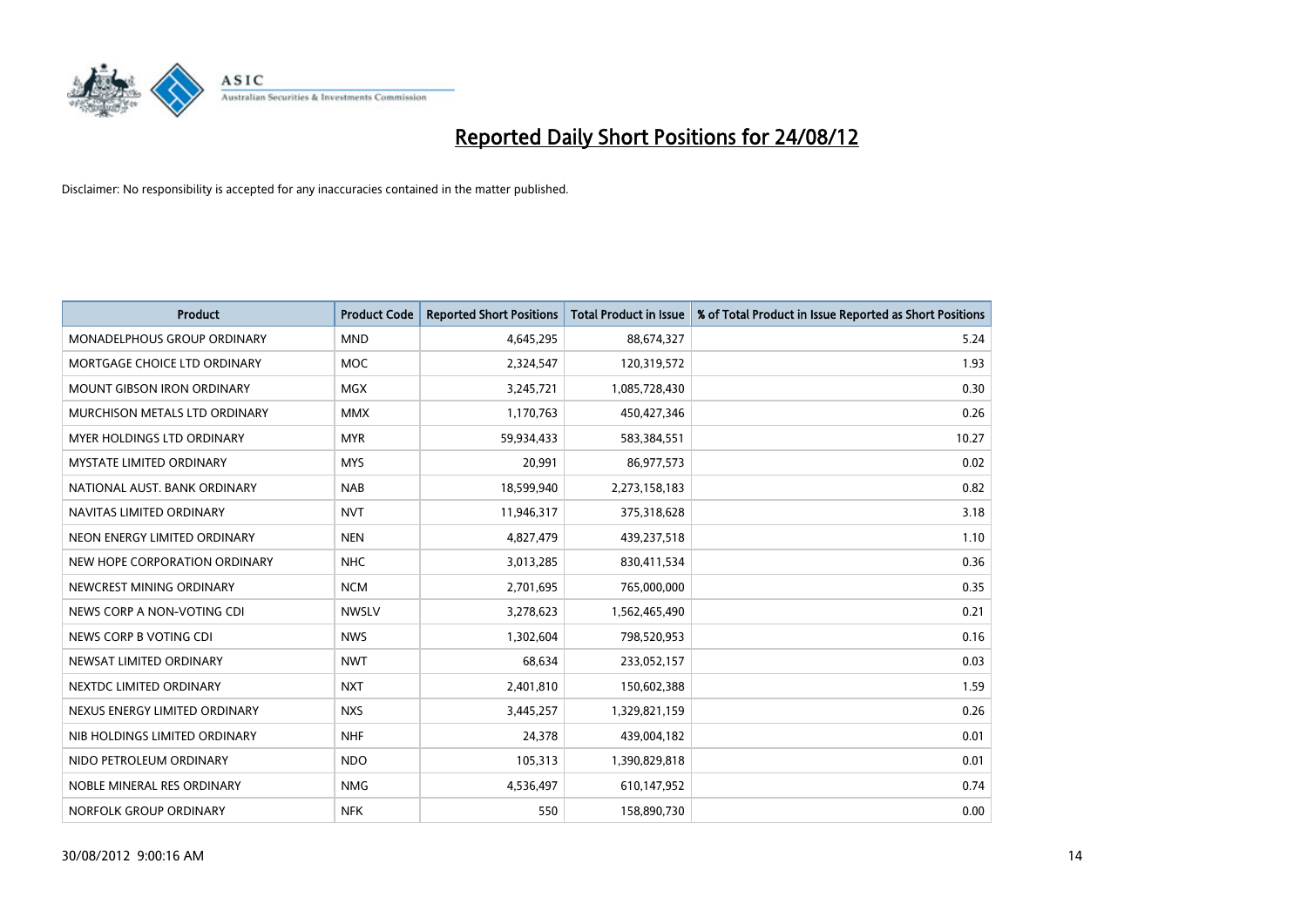# Reported Daily Short Positions for 24/08/12

Disclaimer: No responsibility is accepted for any inaccuracies contained in the matter published.

| Product | Product Code | Reported Short Positions | Total Product in Issue | % of Total Product in Issue Reported as Short Positions |
|---|---|---|---|---|
| MONADELPHOUS GROUP ORDINARY | MND | 4,645,295 | 88,674,327 | 5.24 |
| MORTGAGE CHOICE LTD ORDINARY | MOC | 2,324,547 | 120,319,572 | 1.93 |
| MOUNT GIBSON IRON ORDINARY | MGX | 3,245,721 | 1,085,728,430 | 0.30 |
| MURCHISON METALS LTD ORDINARY | MMX | 1,170,763 | 450,427,346 | 0.26 |
| MYER HOLDINGS LTD ORDINARY | MYR | 59,934,433 | 583,384,551 | 10.27 |
| MYSTATE LIMITED ORDINARY | MYS | 20,991 | 86,977,573 | 0.02 |
| NATIONAL AUST. BANK ORDINARY | NAB | 18,599,940 | 2,273,158,183 | 0.82 |
| NAVITAS LIMITED ORDINARY | NVT | 11,946,317 | 375,318,628 | 3.18 |
| NEON ENERGY LIMITED ORDINARY | NEN | 4,827,479 | 439,237,518 | 1.10 |
| NEW HOPE CORPORATION ORDINARY | NHC | 3,013,285 | 830,411,534 | 0.36 |
| NEWCREST MINING ORDINARY | NCM | 2,701,695 | 765,000,000 | 0.35 |
| NEWS CORP A NON-VOTING CDI | NWSLV | 3,278,623 | 1,562,465,490 | 0.21 |
| NEWS CORP B VOTING CDI | NWS | 1,302,604 | 798,520,953 | 0.16 |
| NEWSAT LIMITED ORDINARY | NWT | 68,634 | 233,052,157 | 0.03 |
| NEXTDC LIMITED ORDINARY | NXT | 2,401,810 | 150,602,388 | 1.59 |
| NEXUS ENERGY LIMITED ORDINARY | NXS | 3,445,257 | 1,329,821,159 | 0.26 |
| NIB HOLDINGS LIMITED ORDINARY | NHF | 24,378 | 439,004,182 | 0.01 |
| NIDO PETROLEUM ORDINARY | NDO | 105,313 | 1,390,829,818 | 0.01 |
| NOBLE MINERAL RES ORDINARY | NMG | 4,536,497 | 610,147,952 | 0.74 |
| NORFOLK GROUP ORDINARY | NFK | 550 | 158,890,730 | 0.00 |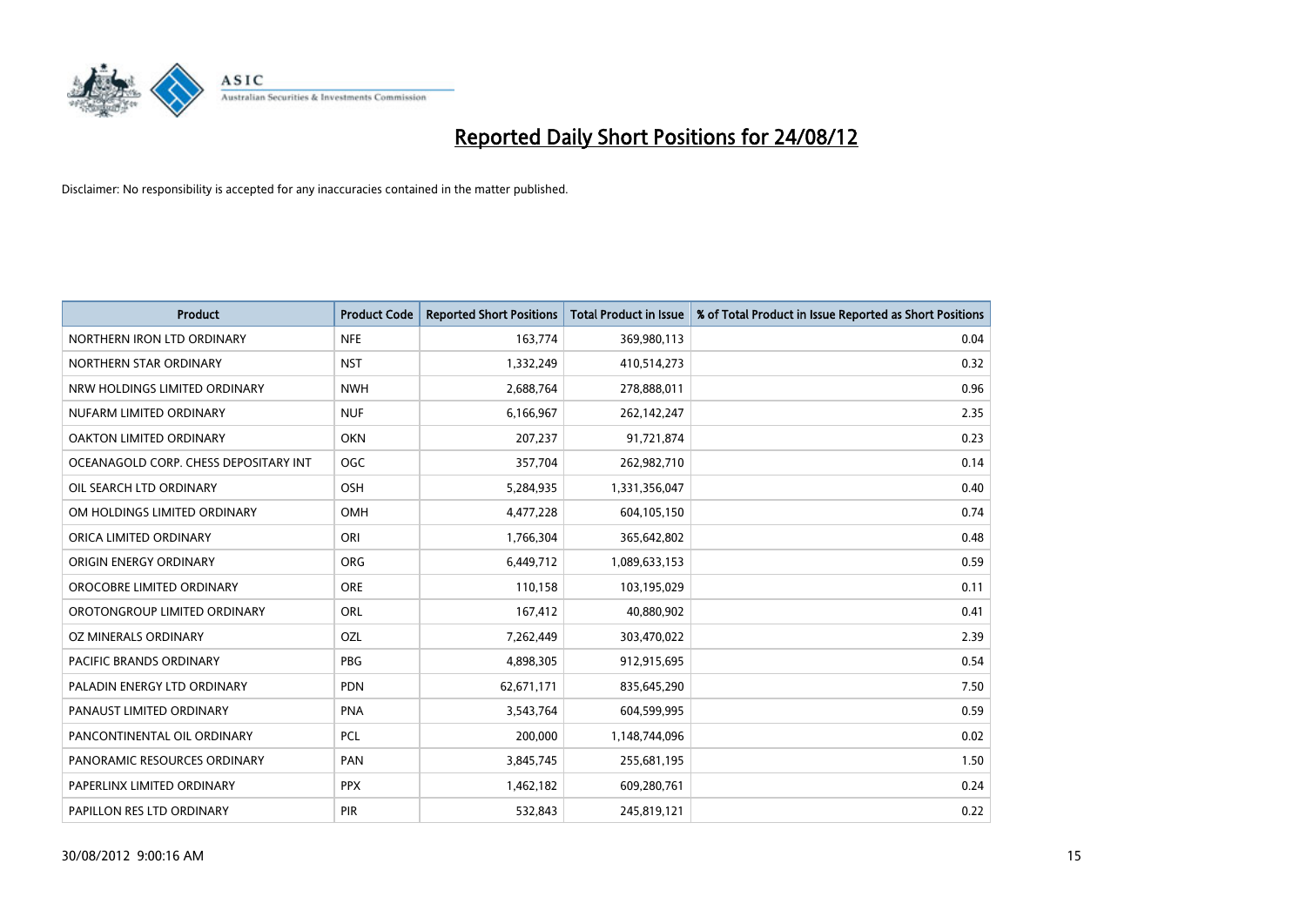# Reported Daily Short Positions for 24/08/12

Disclaimer: No responsibility is accepted for any inaccuracies contained in the matter published.

| Product | Product Code | Reported Short Positions | Total Product in Issue | % of Total Product in Issue Reported as Short Positions |
|---|---|---|---|---|
| NORTHERN IRON LTD ORDINARY | NFE | 163,774 | 369,980,113 | 0.04 |
| NORTHERN STAR ORDINARY | NST | 1,332,249 | 410,514,273 | 0.32 |
| NRW HOLDINGS LIMITED ORDINARY | NWH | 2,688,764 | 278,888,011 | 0.96 |
| NUFARM LIMITED ORDINARY | NUF | 6,166,967 | 262,142,247 | 2.35 |
| OAKTON LIMITED ORDINARY | OKN | 207,237 | 91,721,874 | 0.23 |
| OCEANAGOLD CORP. CHESS DEPOSITARY INT | OGC | 357,704 | 262,982,710 | 0.14 |
| OIL SEARCH LTD ORDINARY | OSH | 5,284,935 | 1,331,356,047 | 0.40 |
| OM HOLDINGS LIMITED ORDINARY | OMH | 4,477,228 | 604,105,150 | 0.74 |
| ORICA LIMITED ORDINARY | ORI | 1,766,304 | 365,642,802 | 0.48 |
| ORIGIN ENERGY ORDINARY | ORG | 6,449,712 | 1,089,633,153 | 0.59 |
| OROCOBRE LIMITED ORDINARY | ORE | 110,158 | 103,195,029 | 0.11 |
| OROTONGROUP LIMITED ORDINARY | ORL | 167,412 | 40,880,902 | 0.41 |
| OZ MINERALS ORDINARY | OZL | 7,262,449 | 303,470,022 | 2.39 |
| PACIFIC BRANDS ORDINARY | PBG | 4,898,305 | 912,915,695 | 0.54 |
| PALADIN ENERGY LTD ORDINARY | PDN | 62,671,171 | 835,645,290 | 7.50 |
| PANAUST LIMITED ORDINARY | PNA | 3,543,764 | 604,599,995 | 0.59 |
| PANCONTINENTAL OIL ORDINARY | PCL | 200,000 | 1,148,744,096 | 0.02 |
| PANORAMIC RESOURCES ORDINARY | PAN | 3,845,745 | 255,681,195 | 1.50 |
| PAPERLINX LIMITED ORDINARY | PPX | 1,462,182 | 609,280,761 | 0.24 |
| PAPILLON RES LTD ORDINARY | PIR | 532,843 | 245,819,121 | 0.22 |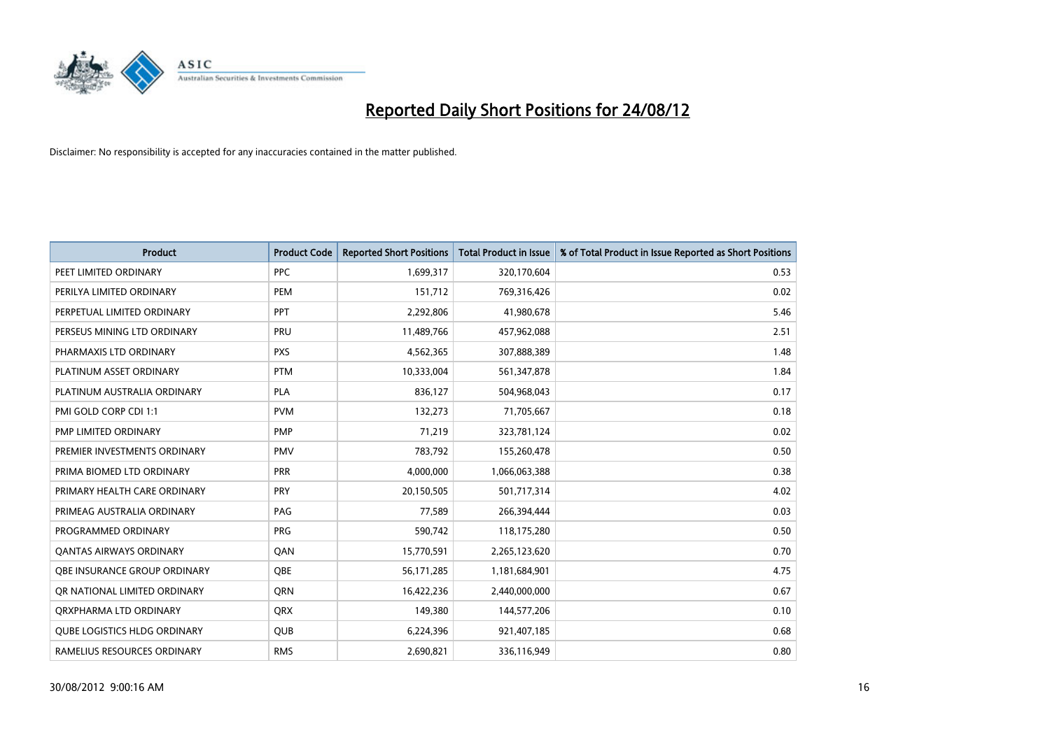# Reported Daily Short Positions for 24/08/12

Disclaimer: No responsibility is accepted for any inaccuracies contained in the matter published.

| Product | Product Code | Reported Short Positions | Total Product in Issue | % of Total Product in Issue Reported as Short Positions |
| --- | --- | --- | --- | --- |
| PEET LIMITED ORDINARY | PPC | 1,699,317 | 320,170,604 | 0.53 |
| PERILYA LIMITED ORDINARY | PEM | 151,712 | 769,316,426 | 0.02 |
| PERPETUAL LIMITED ORDINARY | PPT | 2,292,806 | 41,980,678 | 5.46 |
| PERSEUS MINING LTD ORDINARY | PRU | 11,489,766 | 457,962,088 | 2.51 |
| PHARMAXIS LTD ORDINARY | PXS | 4,562,365 | 307,888,389 | 1.48 |
| PLATINUM ASSET ORDINARY | PTM | 10,333,004 | 561,347,878 | 1.84 |
| PLATINUM AUSTRALIA ORDINARY | PLA | 836,127 | 504,968,043 | 0.17 |
| PMI GOLD CORP CDI 1:1 | PVM | 132,273 | 71,705,667 | 0.18 |
| PMP LIMITED ORDINARY | PMP | 71,219 | 323,781,124 | 0.02 |
| PREMIER INVESTMENTS ORDINARY | PMV | 783,792 | 155,260,478 | 0.50 |
| PRIMA BIOMED LTD ORDINARY | PRR | 4,000,000 | 1,066,063,388 | 0.38 |
| PRIMARY HEALTH CARE ORDINARY | PRY | 20,150,505 | 501,717,314 | 4.02 |
| PRIMEAG AUSTRALIA ORDINARY | PAG | 77,589 | 266,394,444 | 0.03 |
| PROGRAMMED ORDINARY | PRG | 590,742 | 118,175,280 | 0.50 |
| QANTAS AIRWAYS ORDINARY | QAN | 15,770,591 | 2,265,123,620 | 0.70 |
| QBE INSURANCE GROUP ORDINARY | QBE | 56,171,285 | 1,181,684,901 | 4.75 |
| QR NATIONAL LIMITED ORDINARY | QRN | 16,422,236 | 2,440,000,000 | 0.67 |
| QRXPHARMA LTD ORDINARY | QRX | 149,380 | 144,577,206 | 0.10 |
| QUBE LOGISTICS HLDG ORDINARY | QUB | 6,224,396 | 921,407,185 | 0.68 |
| RAMELIUS RESOURCES ORDINARY | RMS | 2,690,821 | 336,116,949 | 0.80 |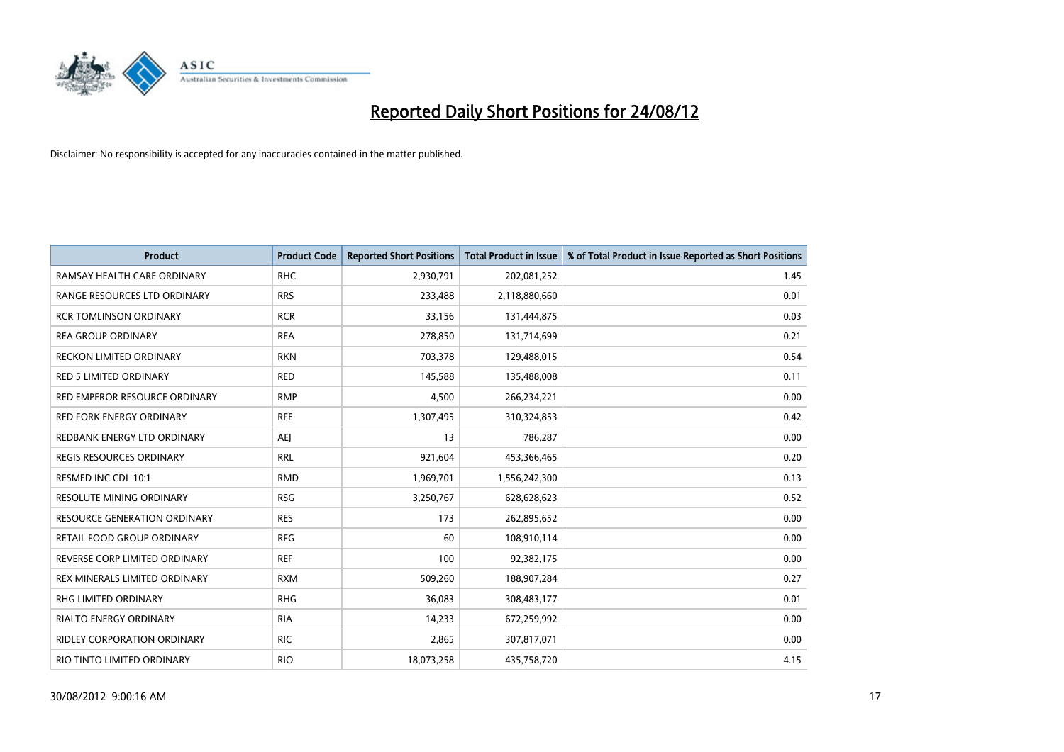# Reported Daily Short Positions for 24/08/12

Disclaimer: No responsibility is accepted for any inaccuracies contained in the matter published.

| Product | Product Code | Reported Short Positions | Total Product in Issue | % of Total Product in Issue Reported as Short Positions |
|---|---|---|---|---|
| RAMSAY HEALTH CARE ORDINARY | RHC | 2,930,791 | 202,081,252 | 1.45 |
| RANGE RESOURCES LTD ORDINARY | RRS | 233,488 | 2,118,880,660 | 0.01 |
| RCR TOMLINSON ORDINARY | RCR | 33,156 | 131,444,875 | 0.03 |
| REA GROUP ORDINARY | REA | 278,850 | 131,714,699 | 0.21 |
| RECKON LIMITED ORDINARY | RKN | 703,378 | 129,488,015 | 0.54 |
| RED 5 LIMITED ORDINARY | RED | 145,588 | 135,488,008 | 0.11 |
| RED EMPEROR RESOURCE ORDINARY | RMP | 4,500 | 266,234,221 | 0.00 |
| RED FORK ENERGY ORDINARY | RFE | 1,307,495 | 310,324,853 | 0.42 |
| REDBANK ENERGY LTD ORDINARY | AEJ | 13 | 786,287 | 0.00 |
| REGIS RESOURCES ORDINARY | RRL | 921,604 | 453,366,465 | 0.20 |
| RESMED INC CDI 10:1 | RMD | 1,969,701 | 1,556,242,300 | 0.13 |
| RESOLUTE MINING ORDINARY | RSG | 3,250,767 | 628,628,623 | 0.52 |
| RESOURCE GENERATION ORDINARY | RES | 173 | 262,895,652 | 0.00 |
| RETAIL FOOD GROUP ORDINARY | RFG | 60 | 108,910,114 | 0.00 |
| REVERSE CORP LIMITED ORDINARY | REF | 100 | 92,382,175 | 0.00 |
| REX MINERALS LIMITED ORDINARY | RXM | 509,260 | 188,907,284 | 0.27 |
| RHG LIMITED ORDINARY | RHG | 36,083 | 308,483,177 | 0.01 |
| RIALTO ENERGY ORDINARY | RIA | 14,233 | 672,259,992 | 0.00 |
| RIDLEY CORPORATION ORDINARY | RIC | 2,865 | 307,817,071 | 0.00 |
| RIO TINTO LIMITED ORDINARY | RIO | 18,073,258 | 435,758,720 | 4.15 |

30/08/2012 9:00:16 AM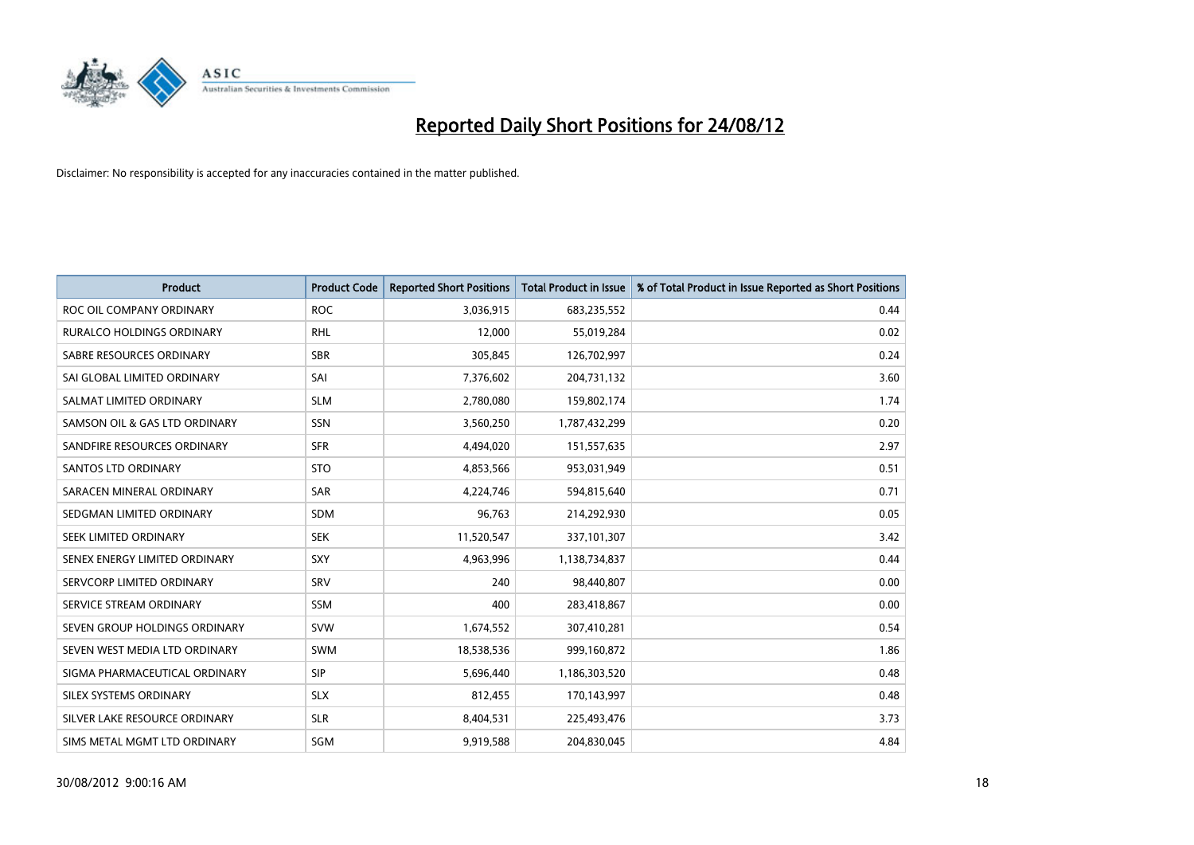# Reported Daily Short Positions for 24/08/12

Disclaimer: No responsibility is accepted for any inaccuracies contained in the matter published.

| Product | Product Code | Reported Short Positions | Total Product in Issue | % of Total Product in Issue Reported as Short Positions |
|---|---|---|---|---|
| ROC OIL COMPANY ORDINARY | ROC | 3,036,915 | 683,235,552 | 0.44 |
| RURALCO HOLDINGS ORDINARY | RHL | 12,000 | 55,019,284 | 0.02 |
| SABRE RESOURCES ORDINARY | SBR | 305,845 | 126,702,997 | 0.24 |
| SAI GLOBAL LIMITED ORDINARY | SAI | 7,376,602 | 204,731,132 | 3.60 |
| SALMAT LIMITED ORDINARY | SLM | 2,780,080 | 159,802,174 | 1.74 |
| SAMSON OIL & GAS LTD ORDINARY | SSN | 3,560,250 | 1,787,432,299 | 0.20 |
| SANDFIRE RESOURCES ORDINARY | SFR | 4,494,020 | 151,557,635 | 2.97 |
| SANTOS LTD ORDINARY | STO | 4,853,566 | 953,031,949 | 0.51 |
| SARACEN MINERAL ORDINARY | SAR | 4,224,746 | 594,815,640 | 0.71 |
| SEDGMAN LIMITED ORDINARY | SDM | 96,763 | 214,292,930 | 0.05 |
| SEEK LIMITED ORDINARY | SEK | 11,520,547 | 337,101,307 | 3.42 |
| SENEX ENERGY LIMITED ORDINARY | SXY | 4,963,996 | 1,138,734,837 | 0.44 |
| SERVCORP LIMITED ORDINARY | SRV | 240 | 98,440,807 | 0.00 |
| SERVICE STREAM ORDINARY | SSM | 400 | 283,418,867 | 0.00 |
| SEVEN GROUP HOLDINGS ORDINARY | SVW | 1,674,552 | 307,410,281 | 0.54 |
| SEVEN WEST MEDIA LTD ORDINARY | SWM | 18,538,536 | 999,160,872 | 1.86 |
| SIGMA PHARMACEUTICAL ORDINARY | SIP | 5,696,440 | 1,186,303,520 | 0.48 |
| SILEX SYSTEMS ORDINARY | SLX | 812,455 | 170,143,997 | 0.48 |
| SILVER LAKE RESOURCE ORDINARY | SLR | 8,404,531 | 225,493,476 | 3.73 |
| SIMS METAL MGMT LTD ORDINARY | SGM | 9,919,588 | 204,830,045 | 4.84 |

30/08/2012 9:00:16 AM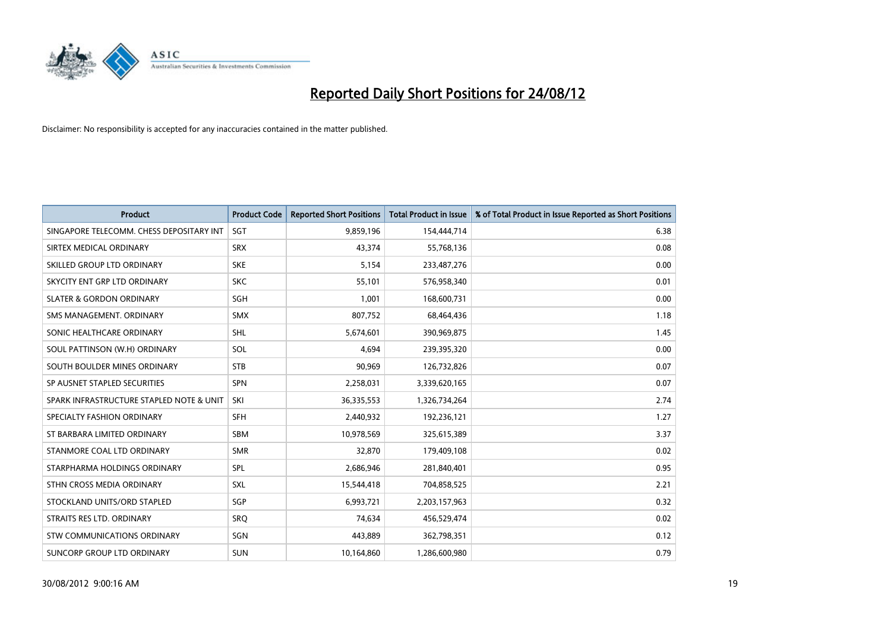# Reported Daily Short Positions for 24/08/12

Disclaimer: No responsibility is accepted for any inaccuracies contained in the matter published.

| Product | Product Code | Reported Short Positions | Total Product in Issue | % of Total Product in Issue Reported as Short Positions |
|---|---|---|---|---|
| SINGAPORE TELECOMM. CHESS DEPOSITARY INT | SGT | 9,859,196 | 154,444,714 | 6.38 |
| SIRTEX MEDICAL ORDINARY | SRX | 43,374 | 55,768,136 | 0.08 |
| SKILLED GROUP LTD ORDINARY | SKE | 5,154 | 233,487,276 | 0.00 |
| SKYCITY ENT GRP LTD ORDINARY | SKC | 55,101 | 576,958,340 | 0.01 |
| SLATER & GORDON ORDINARY | SGH | 1,001 | 168,600,731 | 0.00 |
| SMS MANAGEMENT. ORDINARY | SMX | 807,752 | 68,464,436 | 1.18 |
| SONIC HEALTHCARE ORDINARY | SHL | 5,674,601 | 390,969,875 | 1.45 |
| SOUL PATTINSON (W.H) ORDINARY | SOL | 4,694 | 239,395,320 | 0.00 |
| SOUTH BOULDER MINES ORDINARY | STB | 90,969 | 126,732,826 | 0.07 |
| SP AUSNET STAPLED SECURITIES | SPN | 2,258,031 | 3,339,620,165 | 0.07 |
| SPARK INFRASTRUCTURE STAPLED NOTE & UNIT | SKI | 36,335,553 | 1,326,734,264 | 2.74 |
| SPECIALTY FASHION ORDINARY | SFH | 2,440,932 | 192,236,121 | 1.27 |
| ST BARBARA LIMITED ORDINARY | SBM | 10,978,569 | 325,615,389 | 3.37 |
| STANMORE COAL LTD ORDINARY | SMR | 32,870 | 179,409,108 | 0.02 |
| STARPHARMA HOLDINGS ORDINARY | SPL | 2,686,946 | 281,840,401 | 0.95 |
| STHN CROSS MEDIA ORDINARY | SXL | 15,544,418 | 704,858,525 | 2.21 |
| STOCKLAND UNITS/ORD STAPLED | SGP | 6,993,721 | 2,203,157,963 | 0.32 |
| STRAITS RES LTD. ORDINARY | SRQ | 74,634 | 456,529,474 | 0.02 |
| STW COMMUNICATIONS ORDINARY | SGN | 443,889 | 362,798,351 | 0.12 |
| SUNCORP GROUP LTD ORDINARY | SUN | 10,164,860 | 1,286,600,980 | 0.79 |

30/08/2012 9:00:16 AM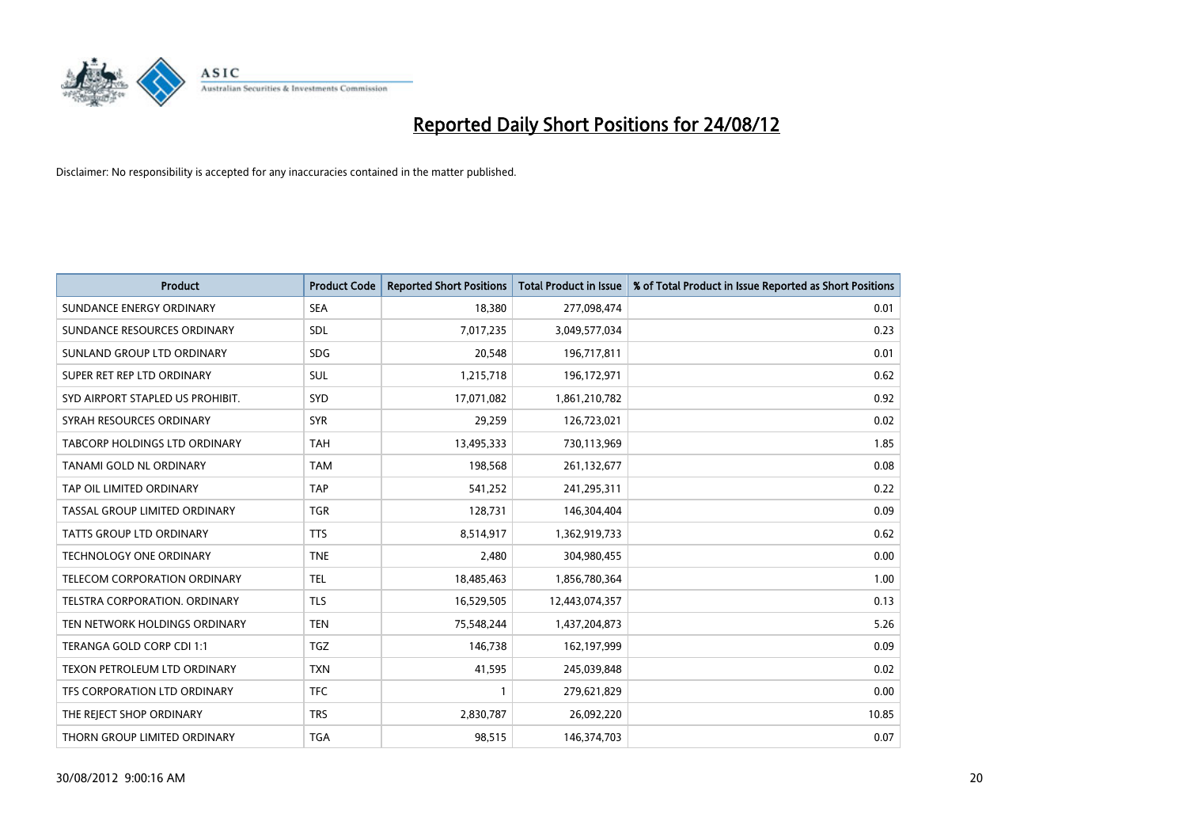# Reported Daily Short Positions for 24/08/12

Disclaimer: No responsibility is accepted for any inaccuracies contained in the matter published.

| Product | Product Code | Reported Short Positions | Total Product in Issue | % of Total Product in Issue Reported as Short Positions |
|---|---|---|---|---|
| SUNDANCE ENERGY ORDINARY | SEA | 18,380 | 277,098,474 | 0.01 |
| SUNDANCE RESOURCES ORDINARY | SDL | 7,017,235 | 3,049,577,034 | 0.23 |
| SUNLAND GROUP LTD ORDINARY | SDG | 20,548 | 196,717,811 | 0.01 |
| SUPER RET REP LTD ORDINARY | SUL | 1,215,718 | 196,172,971 | 0.62 |
| SYD AIRPORT STAPLED US PROHIBIT. | SYD | 17,071,082 | 1,861,210,782 | 0.92 |
| SYRAH RESOURCES ORDINARY | SYR | 29,259 | 126,723,021 | 0.02 |
| TABCORP HOLDINGS LTD ORDINARY | TAH | 13,495,333 | 730,113,969 | 1.85 |
| TANAMI GOLD NL ORDINARY | TAM | 198,568 | 261,132,677 | 0.08 |
| TAP OIL LIMITED ORDINARY | TAP | 541,252 | 241,295,311 | 0.22 |
| TASSAL GROUP LIMITED ORDINARY | TGR | 128,731 | 146,304,404 | 0.09 |
| TATTS GROUP LTD ORDINARY | TTS | 8,514,917 | 1,362,919,733 | 0.62 |
| TECHNOLOGY ONE ORDINARY | TNE | 2,480 | 304,980,455 | 0.00 |
| TELECOM CORPORATION ORDINARY | TEL | 18,485,463 | 1,856,780,364 | 1.00 |
| TELSTRA CORPORATION. ORDINARY | TLS | 16,529,505 | 12,443,074,357 | 0.13 |
| TEN NETWORK HOLDINGS ORDINARY | TEN | 75,548,244 | 1,437,204,873 | 5.26 |
| TERANGA GOLD CORP CDI 1:1 | TGZ | 146,738 | 162,197,999 | 0.09 |
| TEXON PETROLEUM LTD ORDINARY | TXN | 41,595 | 245,039,848 | 0.02 |
| TFS CORPORATION LTD ORDINARY | TFC | 1 | 279,621,829 | 0.00 |
| THE REJECT SHOP ORDINARY | TRS | 2,830,787 | 26,092,220 | 10.85 |
| THORN GROUP LIMITED ORDINARY | TGA | 98,515 | 146,374,703 | 0.07 |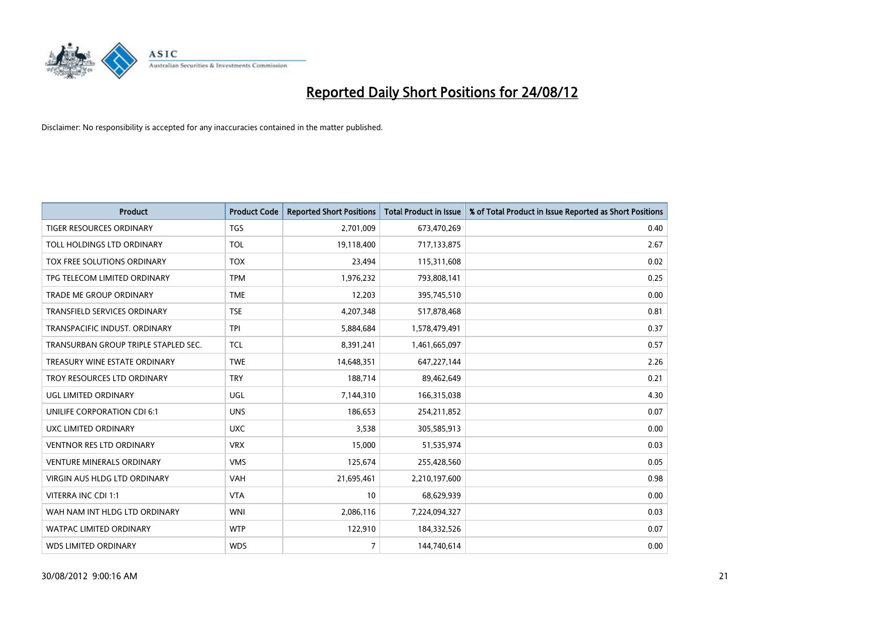# Reported Daily Short Positions for 24/08/12

Disclaimer: No responsibility is accepted for any inaccuracies contained in the matter published.

| Product | Product Code | Reported Short Positions | Total Product in Issue | % of Total Product in Issue Reported as Short Positions |
|---|---|---|---|---|
| TIGER RESOURCES ORDINARY | TGS | 2,701,009 | 673,470,269 | 0.40 |
| TOLL HOLDINGS LTD ORDINARY | TOL | 19,118,400 | 717,133,875 | 2.67 |
| TOX FREE SOLUTIONS ORDINARY | TOX | 23,494 | 115,311,608 | 0.02 |
| TPG TELECOM LIMITED ORDINARY | TPM | 1,976,232 | 793,808,141 | 0.25 |
| TRADE ME GROUP ORDINARY | TME | 12,203 | 395,745,510 | 0.00 |
| TRANSFIELD SERVICES ORDINARY | TSE | 4,207,348 | 517,878,468 | 0.81 |
| TRANSPACIFIC INDUST. ORDINARY | TPI | 5,884,684 | 1,578,479,491 | 0.37 |
| TRANSURBAN GROUP TRIPLE STAPLED SEC. | TCL | 8,391,241 | 1,461,665,097 | 0.57 |
| TREASURY WINE ESTATE ORDINARY | TWE | 14,648,351 | 647,227,144 | 2.26 |
| TROY RESOURCES LTD ORDINARY | TRY | 188,714 | 89,462,649 | 0.21 |
| UGL LIMITED ORDINARY | UGL | 7,144,310 | 166,315,038 | 4.30 |
| UNILIFE CORPORATION CDI 6:1 | UNS | 186,653 | 254,211,852 | 0.07 |
| UXC LIMITED ORDINARY | UXC | 3,538 | 305,585,913 | 0.00 |
| VENTNOR RES LTD ORDINARY | VRX | 15,000 | 51,535,974 | 0.03 |
| VENTURE MINERALS ORDINARY | VMS | 125,674 | 255,428,560 | 0.05 |
| VIRGIN AUS HLDG LTD ORDINARY | VAH | 21,695,461 | 2,210,197,600 | 0.98 |
| VITERRA INC CDI 1:1 | VTA | 10 | 68,629,939 | 0.00 |
| WAH NAM INT HLDG LTD ORDINARY | WNI | 2,086,116 | 7,224,094,327 | 0.03 |
| WATPAC LIMITED ORDINARY | WTP | 122,910 | 184,332,526 | 0.07 |
| WDS LIMITED ORDINARY | WDS | 7 | 144,740,614 | 0.00 |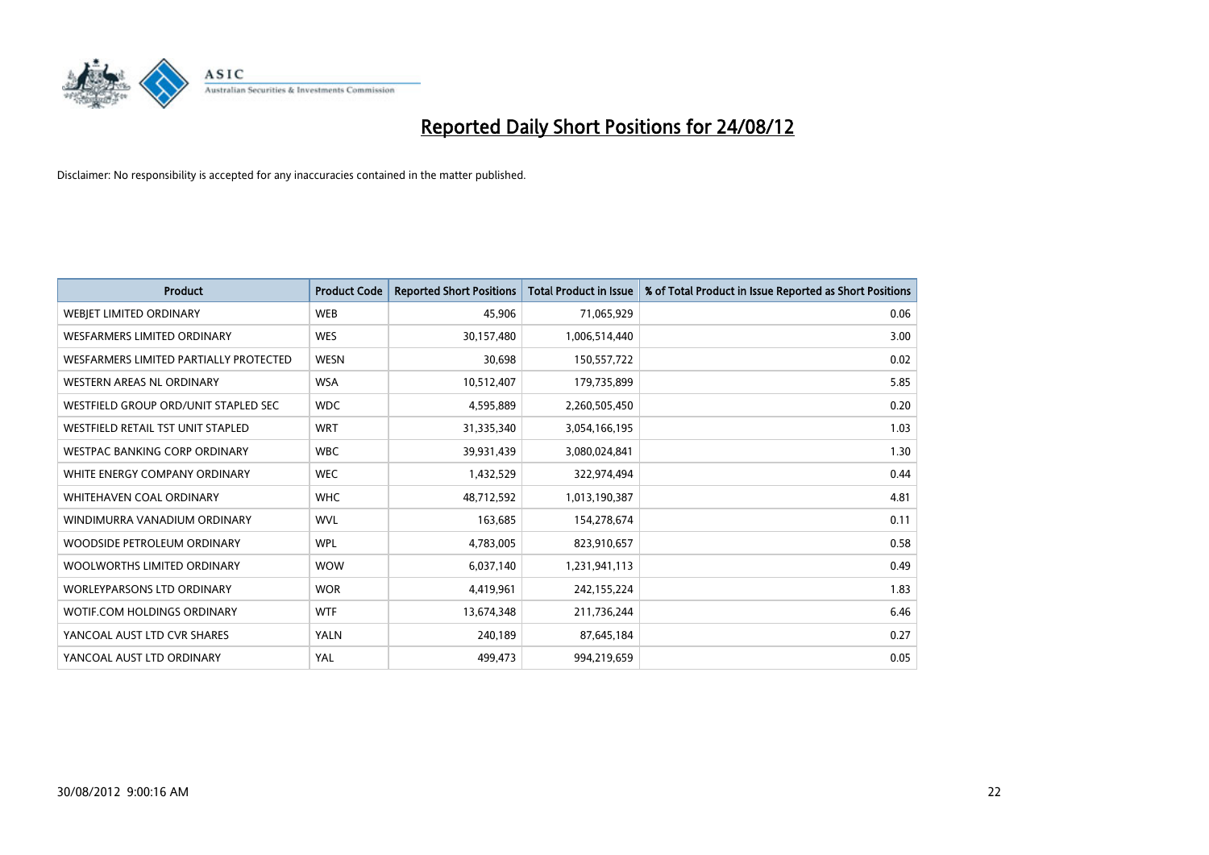# Reported Daily Short Positions for 24/08/12

Disclaimer: No responsibility is accepted for any inaccuracies contained in the matter published.

| Product | Product Code | Reported Short Positions | Total Product in Issue | % of Total Product in Issue Reported as Short Positions |
|---|---|---|---|---|
| WEBJET LIMITED ORDINARY | WEB | 45,906 | 71,065,929 | 0.06 |
| WESFARMERS LIMITED ORDINARY | WES | 30,157,480 | 1,006,514,440 | 3.00 |
| WESFARMERS LIMITED PARTIALLY PROTECTED | WESN | 30,698 | 150,557,722 | 0.02 |
| WESTERN AREAS NL ORDINARY | WSA | 10,512,407 | 179,735,899 | 5.85 |
| WESTFIELD GROUP ORD/UNIT STAPLED SEC | WDC | 4,595,889 | 2,260,505,450 | 0.20 |
| WESTFIELD RETAIL TST UNIT STAPLED | WRT | 31,335,340 | 3,054,166,195 | 1.03 |
| WESTPAC BANKING CORP ORDINARY | WBC | 39,931,439 | 3,080,024,841 | 1.30 |
| WHITE ENERGY COMPANY ORDINARY | WEC | 1,432,529 | 322,974,494 | 0.44 |
| WHITEHAVEN COAL ORDINARY | WHC | 48,712,592 | 1,013,190,387 | 4.81 |
| WINDIMURRA VANADIUM ORDINARY | WVL | 163,685 | 154,278,674 | 0.11 |
| WOODSIDE PETROLEUM ORDINARY | WPL | 4,783,005 | 823,910,657 | 0.58 |
| WOOLWORTHS LIMITED ORDINARY | WOW | 6,037,140 | 1,231,941,113 | 0.49 |
| WORLEYPARSONS LTD ORDINARY | WOR | 4,419,961 | 242,155,224 | 1.83 |
| WOTIF.COM HOLDINGS ORDINARY | WTF | 13,674,348 | 211,736,244 | 6.46 |
| YANCOAL AUST LTD CVR SHARES | YALN | 240,189 | 87,645,184 | 0.27 |
| YANCOAL AUST LTD ORDINARY | YAL | 499,473 | 994,219,659 | 0.05 |

30/08/2012 9:00:16 AM